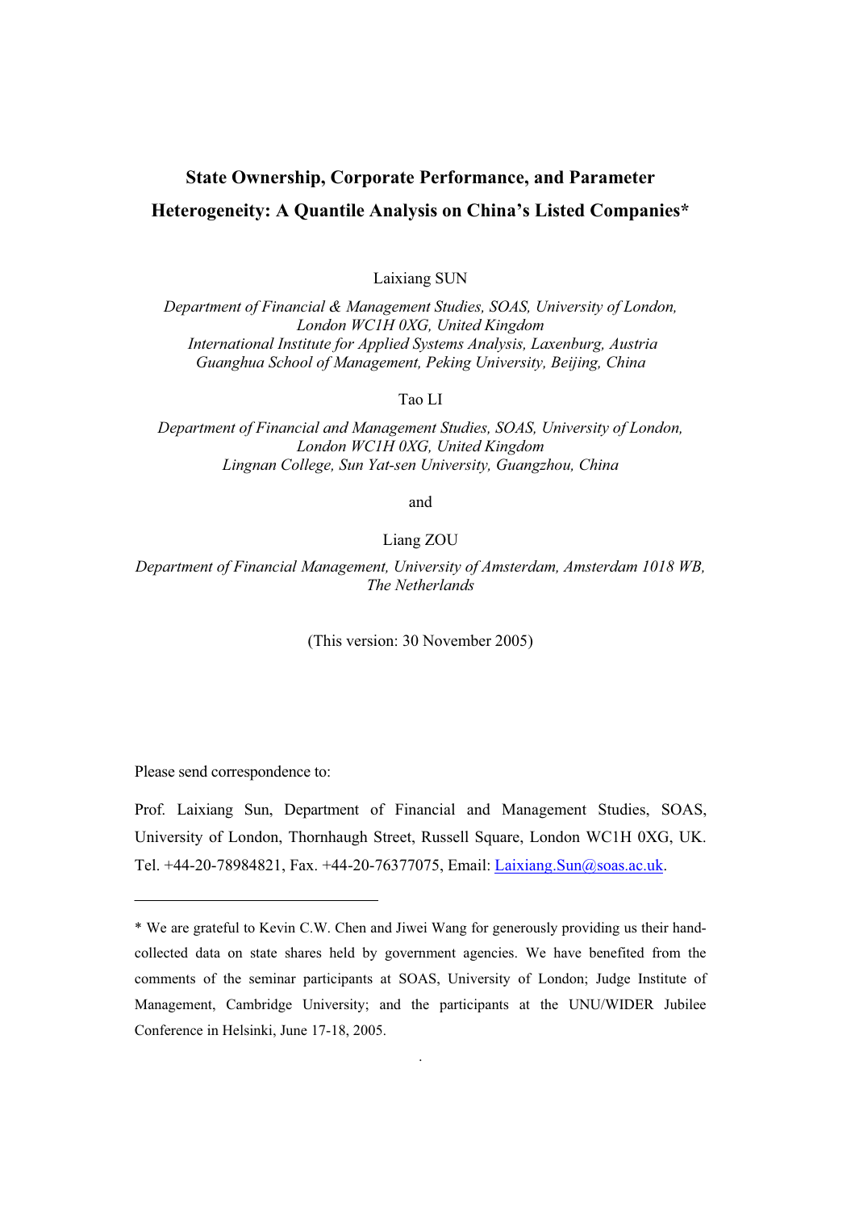# State Ownership, Corporate Performance, and Parameter Heterogeneity: A Quantile Analysis on China's Listed Companies*

Laixiang SUN

*Department of Financial & Management Studies, SOAS, University of London, London WC1H 0XG, United Kingdom*
*International Institute for Applied Systems Analysis, Laxenburg, Austria*
*Guanghua School of Management, Peking University, Beijing, China*

Tao LI

*Department of Financial and Management Studies, SOAS, University of London, London WC1H 0XG, United Kingdom*
*Lingnan College, Sun Yat-sen University, Guangzhou, China*

and

Liang ZOU

*Department of Financial Management, University of Amsterdam, Amsterdam 1018 WB, The Netherlands*

(This version: 30 November 2005)

Please send correspondence to:

Prof. Laixiang Sun, Department of Financial and Management Studies, SOAS, University of London, Thornhaugh Street, Russell Square, London WC1H 0XG, UK. Tel. +44-20-78984821, Fax. +44-20-76377075, Email: Laixiang.Sun@soas.ac.uk.

---

* We are grateful to Kevin C.W. Chen and Jiwei Wang for generously providing us their hand-collected data on state shares held by government agencies. We have benefited from the comments of the seminar participants at SOAS, University of London; Judge Institute of Management, Cambridge University; and the participants at the UNU/WIDER Jubilee Conference in Helsinki, June 17-18, 2005.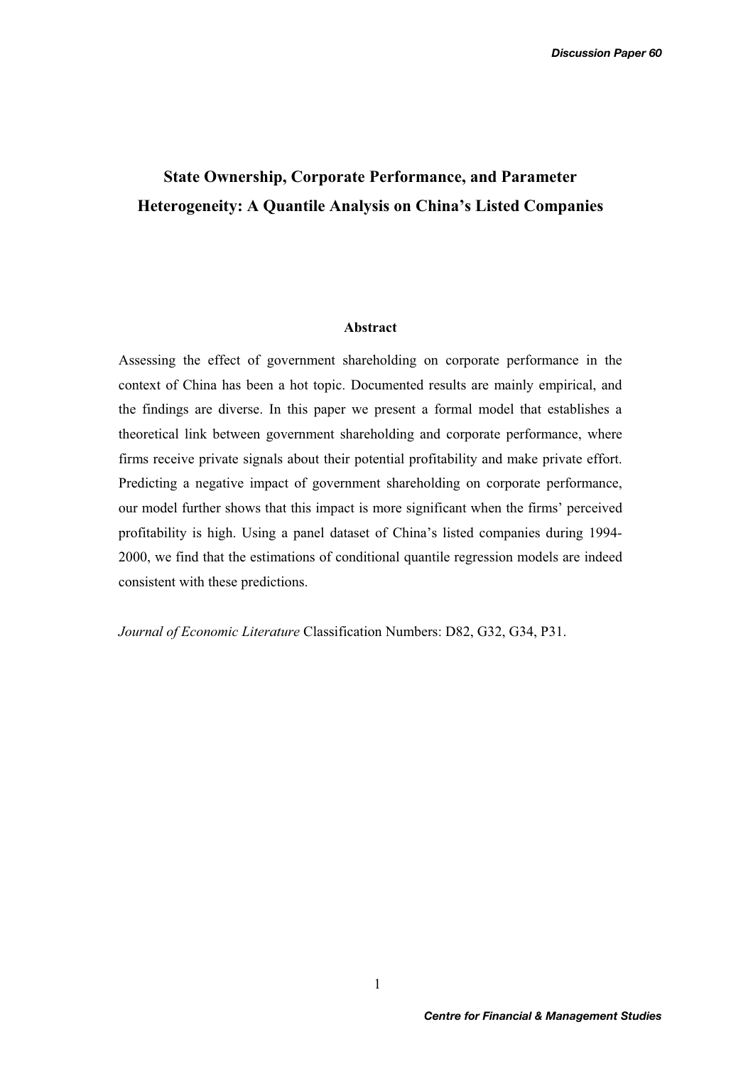# State Ownership, Corporate Performance, and Parameter Heterogeneity: A Quantile Analysis on China's Listed Companies

## Abstract

Assessing the effect of government shareholding on corporate performance in the context of China has been a hot topic. Documented results are mainly empirical, and the findings are diverse. In this paper we present a formal model that establishes a theoretical link between government shareholding and corporate performance, where firms receive private signals about their potential profitability and make private effort. Predicting a negative impact of government shareholding on corporate performance, our model further shows that this impact is more significant when the firms' perceived profitability is high. Using a panel dataset of China's listed companies during 1994-2000, we find that the estimations of conditional quantile regression models are indeed consistent with these predictions.

*Journal of Economic Literature* Classification Numbers: D82, G32, G34, P31.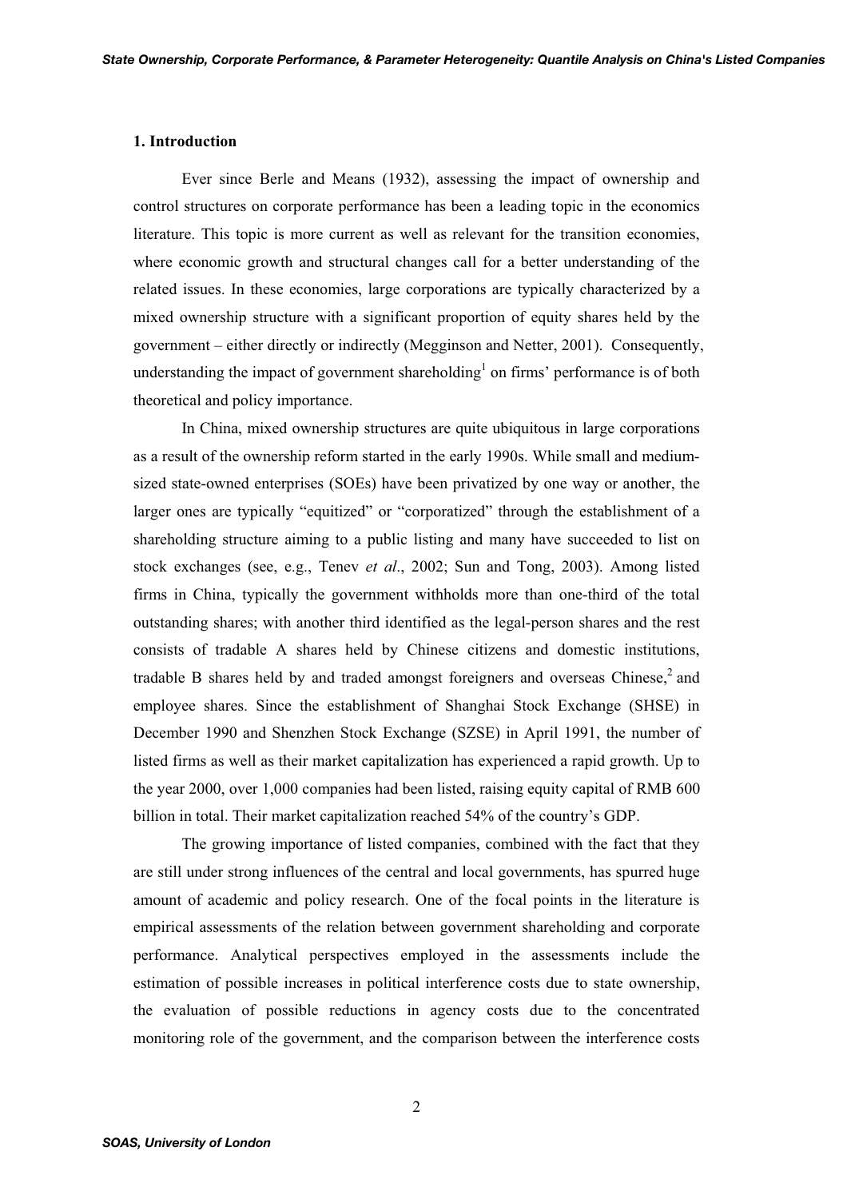## 1. Introduction

Ever since Berle and Means (1932), assessing the impact of ownership and control structures on corporate performance has been a leading topic in the economics literature. This topic is more current as well as relevant for the transition economies, where economic growth and structural changes call for a better understanding of the related issues. In these economies, large corporations are typically characterized by a mixed ownership structure with a significant proportion of equity shares held by the government – either directly or indirectly (Megginson and Netter, 2001). Consequently, understanding the impact of government shareholding[1] on firms' performance is of both theoretical and policy importance.

In China, mixed ownership structures are quite ubiquitous in large corporations as a result of the ownership reform started in the early 1990s. While small and medium-sized state-owned enterprises (SOEs) have been privatized by one way or another, the larger ones are typically "equitized" or "corporatized" through the establishment of a shareholding structure aiming to a public listing and many have succeeded to list on stock exchanges (see, e.g., Tenev *et al*., 2002; Sun and Tong, 2003). Among listed firms in China, typically the government withholds more than one-third of the total outstanding shares; with another third identified as the legal-person shares and the rest consists of tradable A shares held by Chinese citizens and domestic institutions, tradable B shares held by and traded amongst foreigners and overseas Chinese,[2] and employee shares. Since the establishment of Shanghai Stock Exchange (SHSE) in December 1990 and Shenzhen Stock Exchange (SZSE) in April 1991, the number of listed firms as well as their market capitalization has experienced a rapid growth. Up to the year 2000, over 1,000 companies had been listed, raising equity capital of RMB 600 billion in total. Their market capitalization reached 54% of the country's GDP.

The growing importance of listed companies, combined with the fact that they are still under strong influences of the central and local governments, has spurred huge amount of academic and policy research. One of the focal points in the literature is empirical assessments of the relation between government shareholding and corporate performance. Analytical perspectives employed in the assessments include the estimation of possible increases in political interference costs due to state ownership, the evaluation of possible reductions in agency costs due to the concentrated monitoring role of the government, and the comparison between the interference costs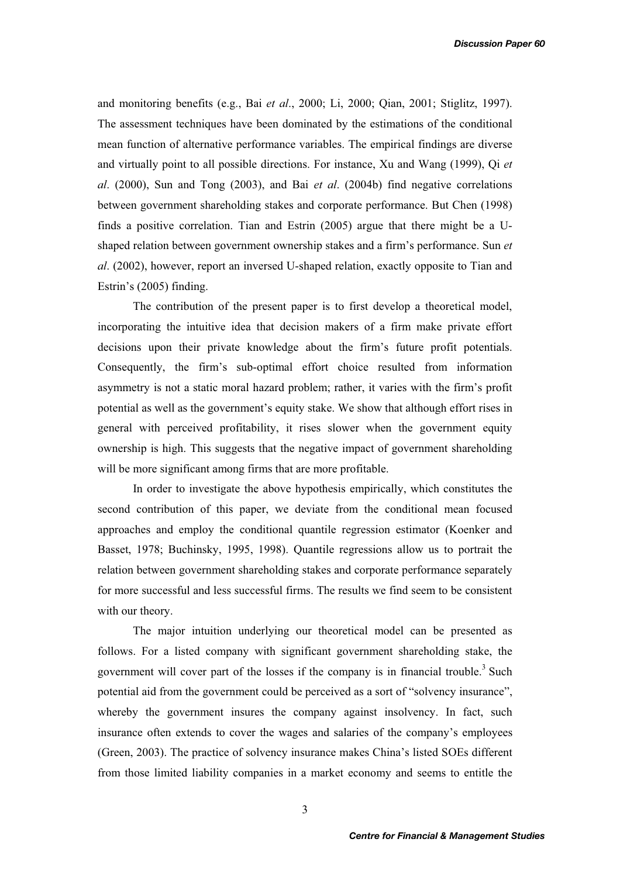and monitoring benefits (e.g., Bai *et al*., 2000; Li, 2000; Qian, 2001; Stiglitz, 1997). The assessment techniques have been dominated by the estimations of the conditional mean function of alternative performance variables. The empirical findings are diverse and virtually point to all possible directions. For instance, Xu and Wang (1999), Qi *et al*. (2000), Sun and Tong (2003), and Bai *et al*. (2004b) find negative correlations between government shareholding stakes and corporate performance. But Chen (1998) finds a positive correlation. Tian and Estrin (2005) argue that there might be a U-shaped relation between government ownership stakes and a firm's performance. Sun *et al*. (2002), however, report an inversed U-shaped relation, exactly opposite to Tian and Estrin's (2005) finding.

The contribution of the present paper is to first develop a theoretical model, incorporating the intuitive idea that decision makers of a firm make private effort decisions upon their private knowledge about the firm's future profit potentials. Consequently, the firm's sub-optimal effort choice resulted from information asymmetry is not a static moral hazard problem; rather, it varies with the firm's profit potential as well as the government's equity stake. We show that although effort rises in general with perceived profitability, it rises slower when the government equity ownership is high. This suggests that the negative impact of government shareholding will be more significant among firms that are more profitable.

In order to investigate the above hypothesis empirically, which constitutes the second contribution of this paper, we deviate from the conditional mean focused approaches and employ the conditional quantile regression estimator (Koenker and Basset, 1978; Buchinsky, 1995, 1998). Quantile regressions allow us to portrait the relation between government shareholding stakes and corporate performance separately for more successful and less successful firms. The results we find seem to be consistent with our theory.

The major intuition underlying our theoretical model can be presented as follows. For a listed company with significant government shareholding stake, the government will cover part of the losses if the company is in financial trouble.[3] Such potential aid from the government could be perceived as a sort of "solvency insurance", whereby the government insures the company against insolvency. In fact, such insurance often extends to cover the wages and salaries of the company's employees (Green, 2003). The practice of solvency insurance makes China's listed SOEs different from those limited liability companies in a market economy and seems to entitle the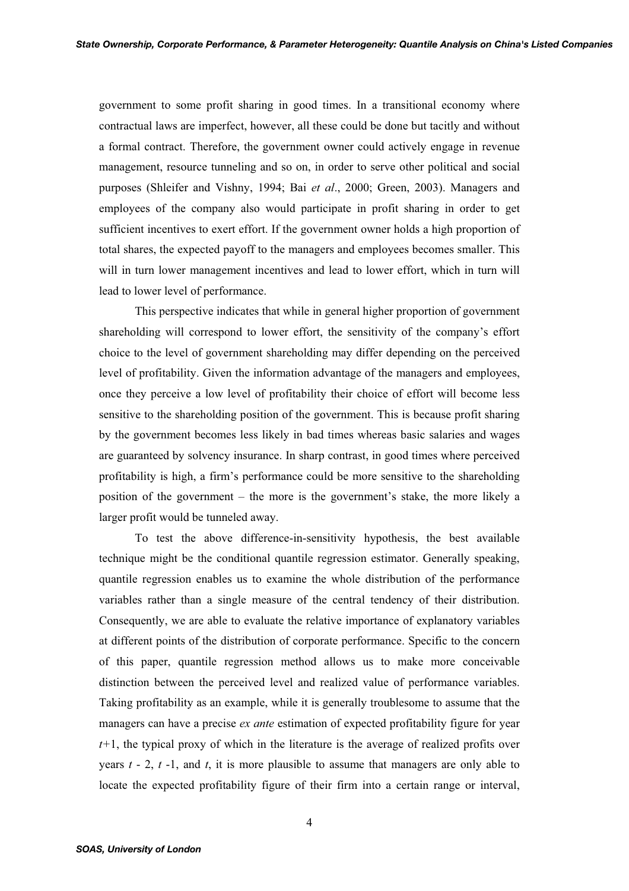government to some profit sharing in good times. In a transitional economy where contractual laws are imperfect, however, all these could be done but tacitly and without a formal contract. Therefore, the government owner could actively engage in revenue management, resource tunneling and so on, in order to serve other political and social purposes (Shleifer and Vishny, 1994; Bai *et al*., 2000; Green, 2003). Managers and employees of the company also would participate in profit sharing in order to get sufficient incentives to exert effort. If the government owner holds a high proportion of total shares, the expected payoff to the managers and employees becomes smaller. This will in turn lower management incentives and lead to lower effort, which in turn will lead to lower level of performance.

This perspective indicates that while in general higher proportion of government shareholding will correspond to lower effort, the sensitivity of the company's effort choice to the level of government shareholding may differ depending on the perceived level of profitability. Given the information advantage of the managers and employees, once they perceive a low level of profitability their choice of effort will become less sensitive to the shareholding position of the government. This is because profit sharing by the government becomes less likely in bad times whereas basic salaries and wages are guaranteed by solvency insurance. In sharp contrast, in good times where perceived profitability is high, a firm's performance could be more sensitive to the shareholding position of the government – the more is the government's stake, the more likely a larger profit would be tunneled away.

To test the above difference-in-sensitivity hypothesis, the best available technique might be the conditional quantile regression estimator. Generally speaking, quantile regression enables us to examine the whole distribution of the performance variables rather than a single measure of the central tendency of their distribution. Consequently, we are able to evaluate the relative importance of explanatory variables at different points of the distribution of corporate performance. Specific to the concern of this paper, quantile regression method allows us to make more conceivable distinction between the perceived level and realized value of performance variables. Taking profitability as an example, while it is generally troublesome to assume that the managers can have a precise *ex ante* estimation of expected profitability figure for year $t+1$, the typical proxy of which in the literature is the average of realized profits over years $t - 2$, $t - 1$, and $t$, it is more plausible to assume that managers are only able to locate the expected profitability figure of their firm into a certain range or interval,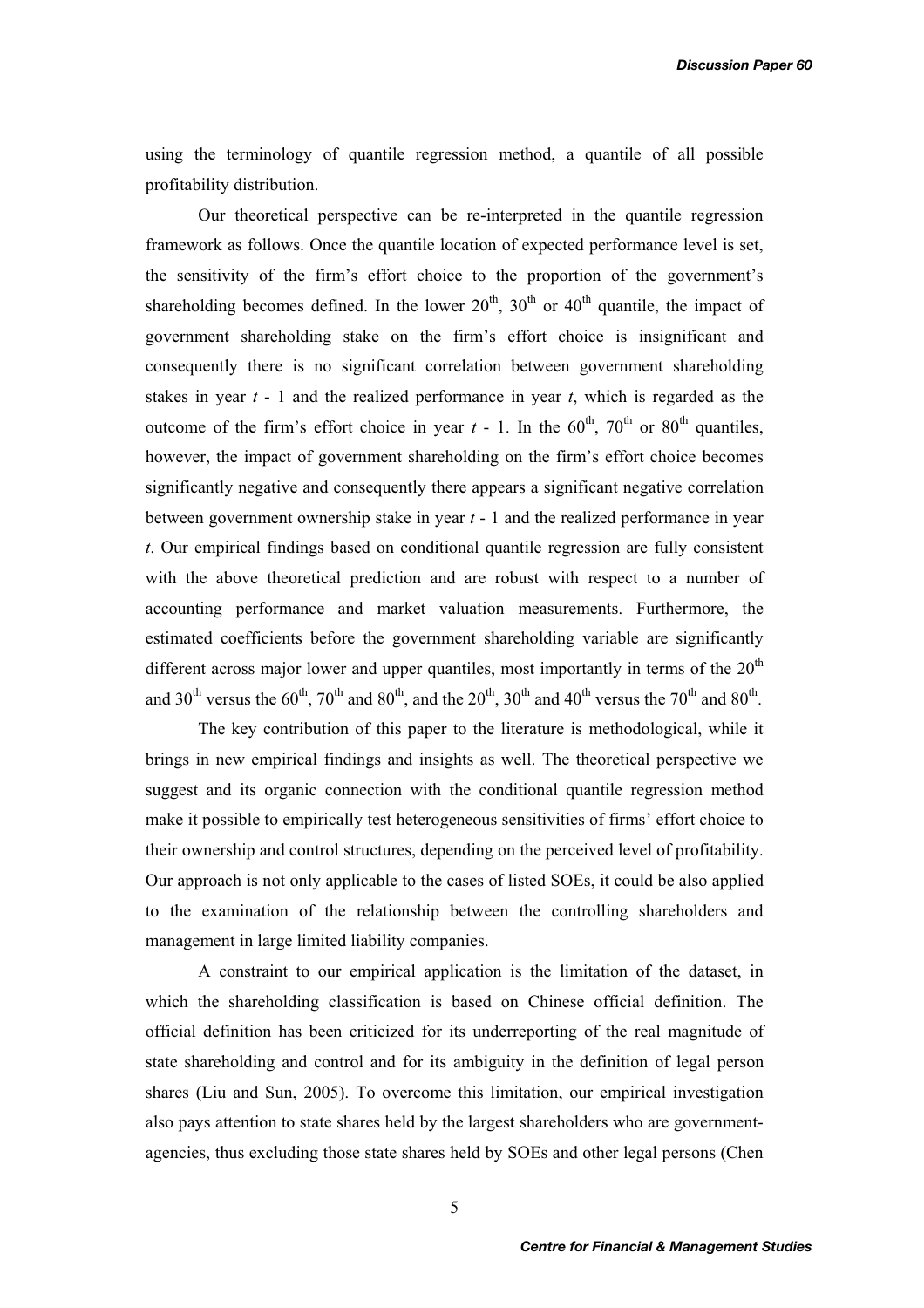using the terminology of quantile regression method, a quantile of all possible profitability distribution.

Our theoretical perspective can be re-interpreted in the quantile regression framework as follows. Once the quantile location of expected performance level is set, the sensitivity of the firm's effort choice to the proportion of the government's shareholding becomes defined. In the lower $20^{th}$, $30^{th}$ or $40^{th}$ quantile, the impact of government shareholding stake on the firm's effort choice is insignificant and consequently there is no significant correlation between government shareholding stakes in year $t$ - 1 and the realized performance in year $t$, which is regarded as the outcome of the firm's effort choice in year $t$ - 1. In the $60^{th}$, $70^{th}$ or $80^{th}$ quantiles, however, the impact of government shareholding on the firm's effort choice becomes significantly negative and consequently there appears a significant negative correlation between government ownership stake in year $t$ - 1 and the realized performance in year $t$. Our empirical findings based on conditional quantile regression are fully consistent with the above theoretical prediction and are robust with respect to a number of accounting performance and market valuation measurements. Furthermore, the estimated coefficients before the government shareholding variable are significantly different across major lower and upper quantiles, most importantly in terms of the $20^{th}$ and $30^{th}$ versus the $60^{th}$, $70^{th}$ and $80^{th}$, and the $20^{th}$, $30^{th}$ and $40^{th}$ versus the $70^{th}$ and $80^{th}$.

The key contribution of this paper to the literature is methodological, while it brings in new empirical findings and insights as well. The theoretical perspective we suggest and its organic connection with the conditional quantile regression method make it possible to empirically test heterogeneous sensitivities of firms' effort choice to their ownership and control structures, depending on the perceived level of profitability. Our approach is not only applicable to the cases of listed SOEs, it could be also applied to the examination of the relationship between the controlling shareholders and management in large limited liability companies.

A constraint to our empirical application is the limitation of the dataset, in which the shareholding classification is based on Chinese official definition. The official definition has been criticized for its underreporting of the real magnitude of state shareholding and control and for its ambiguity in the definition of legal person shares (Liu and Sun, 2005). To overcome this limitation, our empirical investigation also pays attention to state shares held by the largest shareholders who are government-agencies, thus excluding those state shares held by SOEs and other legal persons (Chen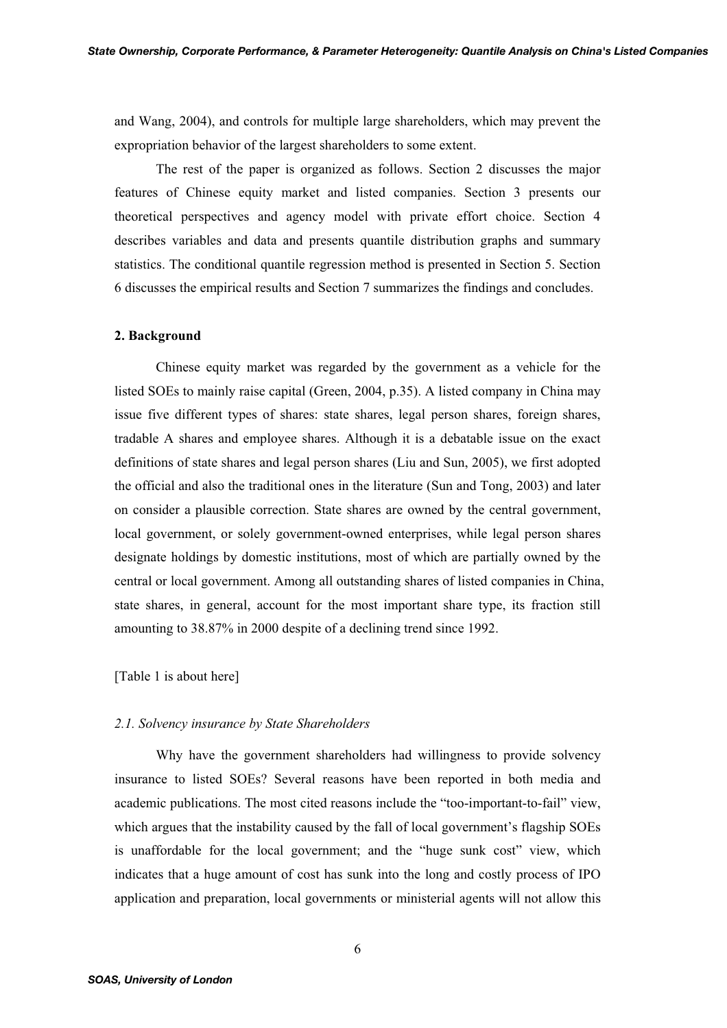and Wang, 2004), and controls for multiple large shareholders, which may prevent the expropriation behavior of the largest shareholders to some extent.

The rest of the paper is organized as follows. Section 2 discusses the major features of Chinese equity market and listed companies. Section 3 presents our theoretical perspectives and agency model with private effort choice. Section 4 describes variables and data and presents quantile distribution graphs and summary statistics. The conditional quantile regression method is presented in Section 5. Section 6 discusses the empirical results and Section 7 summarizes the findings and concludes.

## 2. Background

Chinese equity market was regarded by the government as a vehicle for the listed SOEs to mainly raise capital (Green, 2004, p.35). A listed company in China may issue five different types of shares: state shares, legal person shares, foreign shares, tradable A shares and employee shares. Although it is a debatable issue on the exact definitions of state shares and legal person shares (Liu and Sun, 2005), we first adopted the official and also the traditional ones in the literature (Sun and Tong, 2003) and later on consider a plausible correction. State shares are owned by the central government, local government, or solely government-owned enterprises, while legal person shares designate holdings by domestic institutions, most of which are partially owned by the central or local government. Among all outstanding shares of listed companies in China, state shares, in general, account for the most important share type, its fraction still amounting to 38.87% in 2000 despite of a declining trend since 1992.

[Table 1 is about here]

### *2.1. Solvency insurance by State Shareholders*

Why have the government shareholders had willingness to provide solvency insurance to listed SOEs? Several reasons have been reported in both media and academic publications. The most cited reasons include the "too-important-to-fail" view, which argues that the instability caused by the fall of local government's flagship SOEs is unaffordable for the local government; and the "huge sunk cost" view, which indicates that a huge amount of cost has sunk into the long and costly process of IPO application and preparation, local governments or ministerial agents will not allow this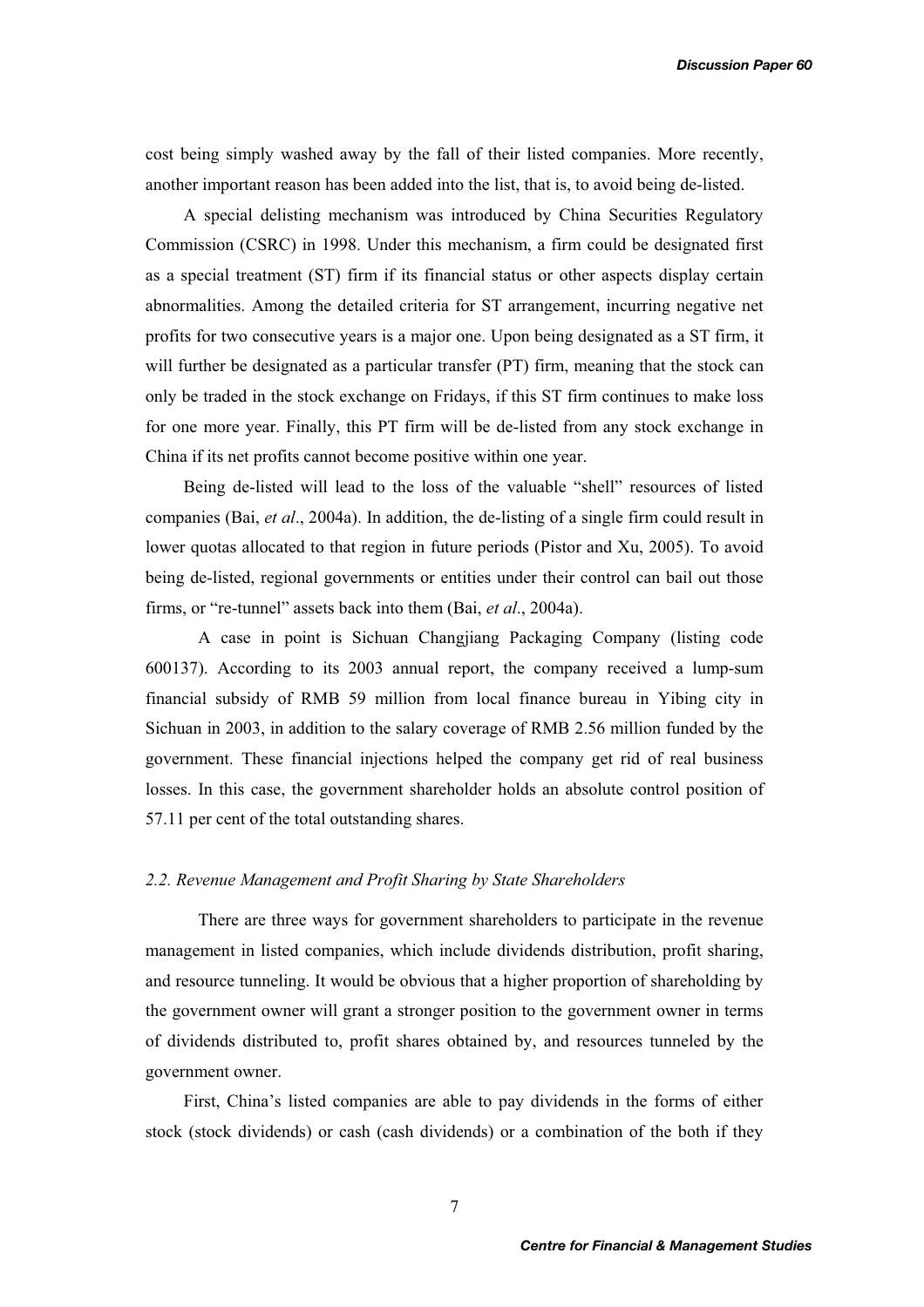cost being simply washed away by the fall of their listed companies. More recently, another important reason has been added into the list, that is, to avoid being de-listed.

A special delisting mechanism was introduced by China Securities Regulatory Commission (CSRC) in 1998. Under this mechanism, a firm could be designated first as a special treatment (ST) firm if its financial status or other aspects display certain abnormalities. Among the detailed criteria for ST arrangement, incurring negative net profits for two consecutive years is a major one. Upon being designated as a ST firm, it will further be designated as a particular transfer (PT) firm, meaning that the stock can only be traded in the stock exchange on Fridays, if this ST firm continues to make loss for one more year. Finally, this PT firm will be de-listed from any stock exchange in China if its net profits cannot become positive within one year.

Being de-listed will lead to the loss of the valuable "shell" resources of listed companies (Bai, *et al*., 2004a). In addition, the de-listing of a single firm could result in lower quotas allocated to that region in future periods (Pistor and Xu, 2005). To avoid being de-listed, regional governments or entities under their control can bail out those firms, or "re-tunnel" assets back into them (Bai, *et al*., 2004a).

A case in point is Sichuan Changjiang Packaging Company (listing code 600137). According to its 2003 annual report, the company received a lump-sum financial subsidy of RMB 59 million from local finance bureau in Yibing city in Sichuan in 2003, in addition to the salary coverage of RMB 2.56 million funded by the government. These financial injections helped the company get rid of real business losses. In this case, the government shareholder holds an absolute control position of 57.11 per cent of the total outstanding shares.

### *2.2. Revenue Management and Profit Sharing by State Shareholders*

There are three ways for government shareholders to participate in the revenue management in listed companies, which include dividends distribution, profit sharing, and resource tunneling. It would be obvious that a higher proportion of shareholding by the government owner will grant a stronger position to the government owner in terms of dividends distributed to, profit shares obtained by, and resources tunneled by the government owner.

First, China's listed companies are able to pay dividends in the forms of either stock (stock dividends) or cash (cash dividends) or a combination of the both if they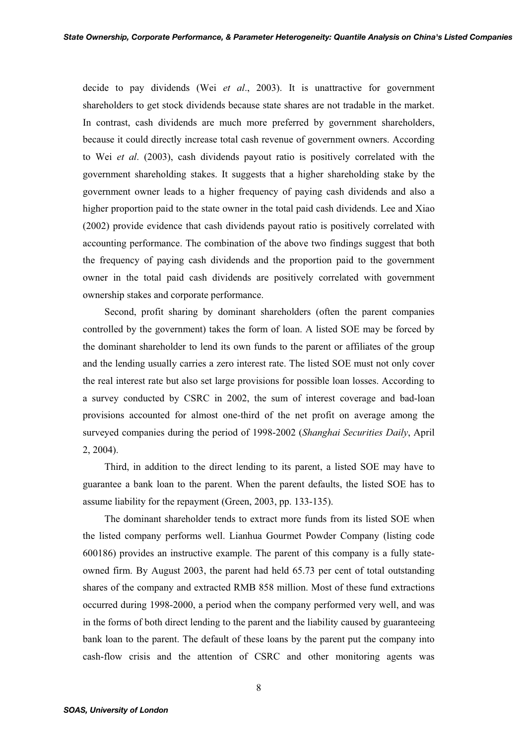decide to pay dividends (Wei *et al*., 2003). It is unattractive for government shareholders to get stock dividends because state shares are not tradable in the market. In contrast, cash dividends are much more preferred by government shareholders, because it could directly increase total cash revenue of government owners. According to Wei *et al*. (2003), cash dividends payout ratio is positively correlated with the government shareholding stakes. It suggests that a higher shareholding stake by the government owner leads to a higher frequency of paying cash dividends and also a higher proportion paid to the state owner in the total paid cash dividends. Lee and Xiao (2002) provide evidence that cash dividends payout ratio is positively correlated with accounting performance. The combination of the above two findings suggest that both the frequency of paying cash dividends and the proportion paid to the government owner in the total paid cash dividends are positively correlated with government ownership stakes and corporate performance.

Second, profit sharing by dominant shareholders (often the parent companies controlled by the government) takes the form of loan. A listed SOE may be forced by the dominant shareholder to lend its own funds to the parent or affiliates of the group and the lending usually carries a zero interest rate. The listed SOE must not only cover the real interest rate but also set large provisions for possible loan losses. According to a survey conducted by CSRC in 2002, the sum of interest coverage and bad-loan provisions accounted for almost one-third of the net profit on average among the surveyed companies during the period of 1998-2002 (*Shanghai Securities Daily*, April 2, 2004).

Third, in addition to the direct lending to its parent, a listed SOE may have to guarantee a bank loan to the parent. When the parent defaults, the listed SOE has to assume liability for the repayment (Green, 2003, pp. 133-135).

The dominant shareholder tends to extract more funds from its listed SOE when the listed company performs well. Lianhua Gourmet Powder Company (listing code 600186) provides an instructive example. The parent of this company is a fully state-owned firm. By August 2003, the parent had held 65.73 per cent of total outstanding shares of the company and extracted RMB 858 million. Most of these fund extractions occurred during 1998-2000, a period when the company performed very well, and was in the forms of both direct lending to the parent and the liability caused by guaranteeing bank loan to the parent. The default of these loans by the parent put the company into cash-flow crisis and the attention of CSRC and other monitoring agents was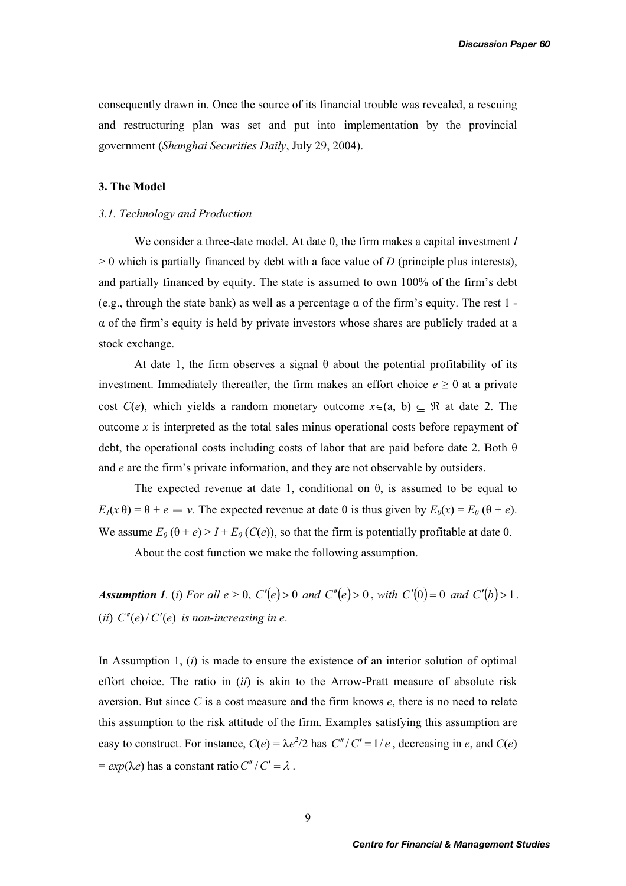consequently drawn in. Once the source of its financial trouble was revealed, a rescuing and restructuring plan was set and put into implementation by the provincial government (*Shanghai Securities Daily*, July 29, 2004).

### 3. The Model

#### *3.1. Technology and Production*

We consider a three-date model. At date 0, the firm makes a capital investment $I > 0$ which is partially financed by debt with a face value of $D$ (principle plus interests), and partially financed by equity. The state is assumed to own 100% of the firm's debt (e.g., through the state bank) as well as a percentage $\alpha$ of the firm's equity. The rest $1 - \alpha$ of the firm's equity is held by private investors whose shares are publicly traded at a stock exchange.

At date 1, the firm observes a signal $\theta$ about the potential profitability of its investment. Immediately thereafter, the firm makes an effort choice $e \geq 0$ at a private cost $C(e)$, which yields a random monetary outcome $x \in (a, b) \subseteq \Re$ at date 2. The outcome $x$ is interpreted as the total sales minus operational costs before repayment of debt, the operational costs including costs of labor that are paid before date 2. Both $\theta$ and $e$ are the firm's private information, and they are not observable by outsiders.

The expected revenue at date 1, conditional on $\theta$, is assumed to be equal to $E_1(x|\theta) = \theta + e \equiv v$. The expected revenue at date 0 is thus given by $E_0(x) = E_0(\theta + e)$. We assume $E_0(\theta + e) > I + E_0(C(e))$, so that the firm is potentially profitable at date 0.

About the cost function we make the following assumption.

***Assumption 1***. (*i*) *For all* $e > 0$, $C'(e) > 0$ *and* $C''(e) > 0$, *with* $C'(0) = 0$ *and* $C'(b) > 1$.
(*ii*) $C''(e)/C'(e)$ *is non-increasing in* $e$.

In Assumption 1, (*i*) is made to ensure the existence of an interior solution of optimal effort choice. The ratio in (*ii*) is akin to the Arrow-Pratt measure of absolute risk aversion. But since $C$ is a cost measure and the firm knows $e$, there is no need to relate this assumption to the risk attitude of the firm. Examples satisfying this assumption are easy to construct. For instance, $C(e) = \lambda e^2/2$ has $C''/C' = 1/e$, decreasing in $e$, and $C(e) = exp(\lambda e)$ has a constant ratio $C''/C' = \lambda$.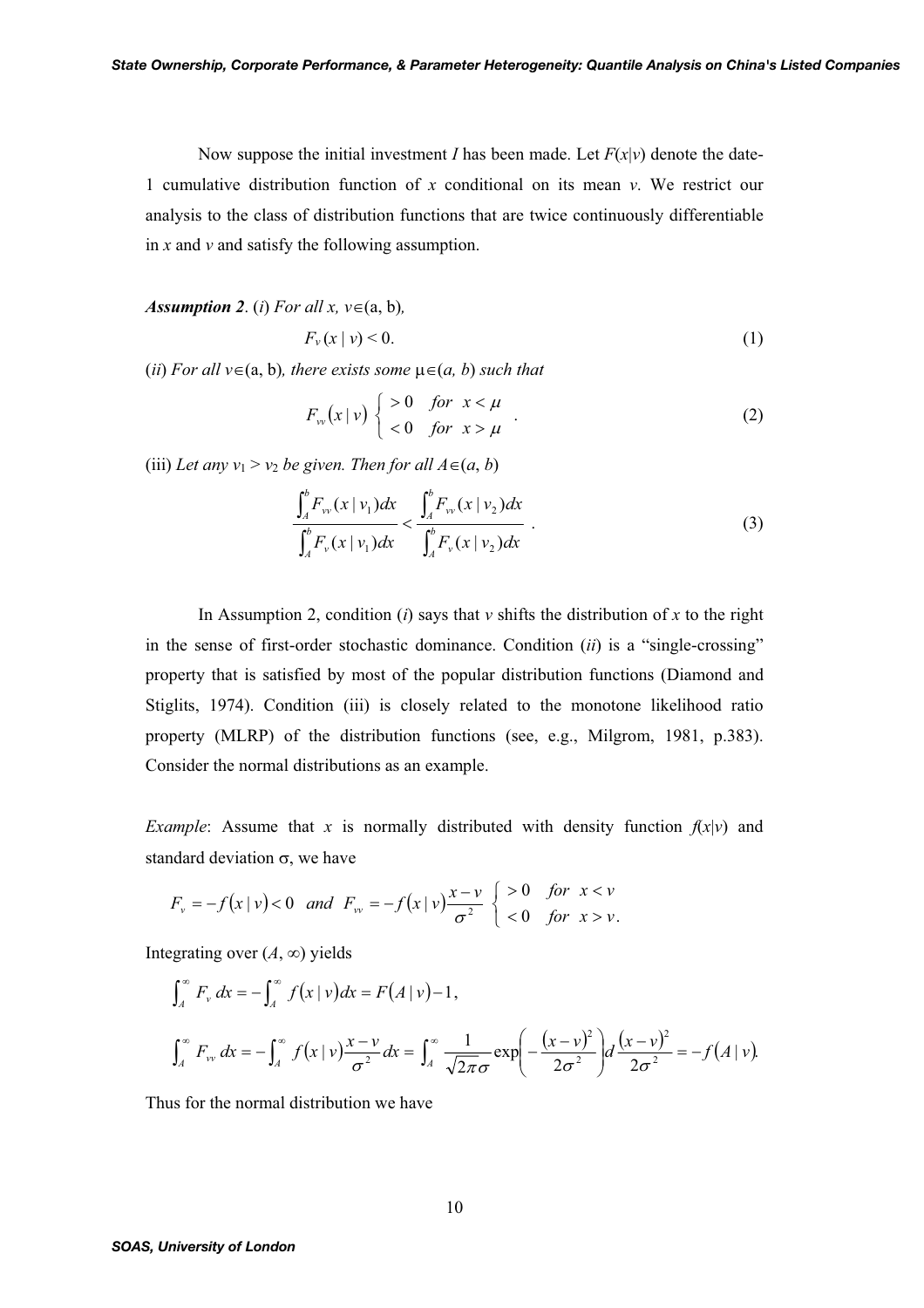Now suppose the initial investment *I* has been made. Let $F(x|v)$ denote the date-1 cumulative distribution function of *x* conditional on its mean *v*. We restrict our analysis to the class of distribution functions that are twice continuously differentiable in *x* and *v* and satisfy the following assumption.

***Assumption 2***. (*i*) *For all* $x, v \in (a, b)$*,*

$$F_v(x \mid v) < 0. \tag{1}$$

(*ii*) *For all* $v \in (a, b)$*, there exists some* $\mu \in (a, b)$ *such that*

$$F_{vv}(x \mid v) \begin{cases} > 0 & for \;\; x < \mu \\ < 0 & for \;\; x > \mu \end{cases}. \tag{2}$$

(iii) *Let any* $v_1 > v_2$ *be given. Then for all* $A \in (a, b)$

$$\frac{\int_A^b F_{vv}(x \mid v_1)dx}{\int_A^b F_v(x \mid v_1)dx} < \frac{\int_A^b F_{vv}(x \mid v_2)dx}{\int_A^b F_v(x \mid v_2)dx}. \tag{3}$$

In Assumption 2, condition (*i*) says that *v* shifts the distribution of *x* to the right in the sense of first-order stochastic dominance. Condition (*ii*) is a "single-crossing" property that is satisfied by most of the popular distribution functions (Diamond and Stiglits, 1974). Condition (iii) is closely related to the monotone likelihood ratio property (MLRP) of the distribution functions (see, e.g., Milgrom, 1981, p.383). Consider the normal distributions as an example.

*Example*: Assume that *x* is normally distributed with density function $f(x|v)$ and standard deviation $\sigma$, we have

$$F_v = -f(x \mid v) < 0 \;\; and \;\; F_{vv} = -f(x \mid v)\frac{x - v}{\sigma^2} \begin{cases} > 0 & for \;\; x < v \\ < 0 & for \;\; x > v. \end{cases}$$

Integrating over $(A, \infty)$ yields

$$\int_A^\infty F_v \, dx = -\int_A^\infty f(x \mid v)dx = F(A \mid v) - 1,$$

$$\int_A^\infty F_{vv} \, dx = -\int_A^\infty f(x \mid v)\frac{x - v}{\sigma^2}dx = \int_A^\infty \frac{1}{\sqrt{2\pi}\sigma}\exp\left(-\frac{(x - v)^2}{2\sigma^2}\right)d\frac{(x - v)^2}{2\sigma^2} = -f(A \mid v).$$

Thus for the normal distribution we have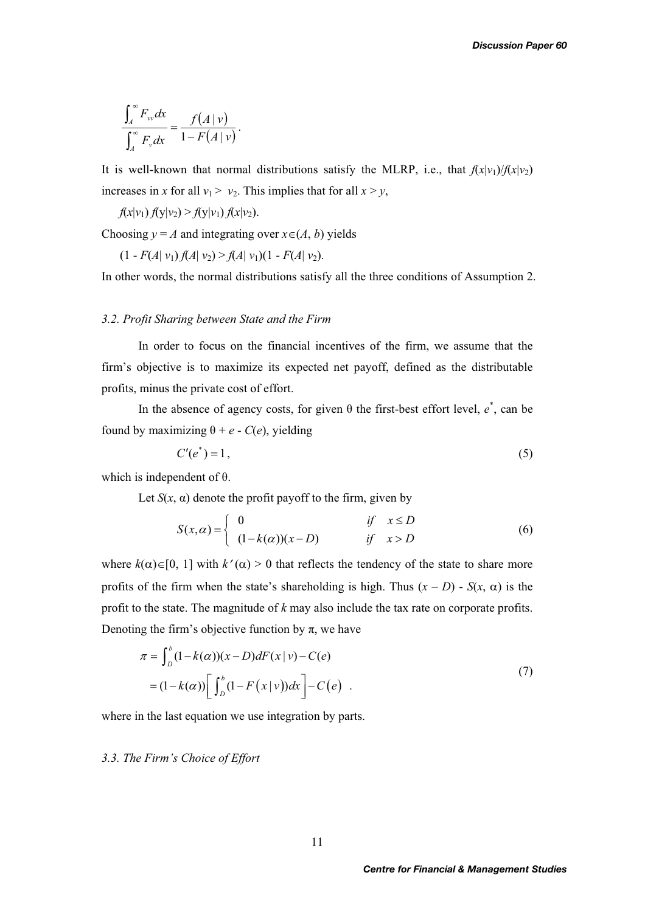$$\frac{\int_A^\infty F_{vv}dx}{\int_A^\infty F_v dx} = \frac{f(A\,|\,v)}{1-F(A\,|\,v)}.$$

It is well-known that normal distributions satisfy the MLRP, i.e., that $f(x|v_1)/f(x|v_2)$ increases in $x$ for all $v_1 > v_2$. This implies that for all $x > y$,

$f(x|v_1)\, f(y|v_2) > f(y|v_1)\, f(x|v_2)$.

Choosing $y = A$ and integrating over $x \in (A, b)$ yields

$(1 - F(A|\, v_1)\, f(A|\, v_2) > f(A|\, v_1)(1 - F(A|\, v_2)$.

In other words, the normal distributions satisfy all the three conditions of Assumption 2.

### *3.2. Profit Sharing between State and the Firm*

In order to focus on the financial incentives of the firm, we assume that the firm's objective is to maximize its expected net payoff, defined as the distributable profits, minus the private cost of effort.

In the absence of agency costs, for given θ the first-best effort level, $e^*$, can be found by maximizing $\theta + e - C(e)$, yielding

$$C'(e^*) = 1, \tag{5}$$

which is independent of θ.

Let $S(x, \alpha)$ denote the profit payoff to the firm, given by

$$S(x,\alpha) = \begin{cases} 0 & if \quad x \le D \\ (1-k(\alpha))(x-D) & if \quad x > D \end{cases} \tag{6}$$

where $k(\alpha) \in [0, 1]$ with $k'(\alpha) > 0$ that reflects the tendency of the state to share more profits of the firm when the state's shareholding is high. Thus $(x - D) - S(x, \alpha)$ is the profit to the state. The magnitude of $k$ may also include the tax rate on corporate profits. Denoting the firm's objective function by π, we have

$$\begin{aligned} \pi &= \int_D^b (1-k(\alpha))(x-D)dF(x\,|\,v) - C(e) \\ &= (1-k(\alpha))\left[\int_D^b (1-F(x\,|\,v))dx\right] - C(e) \quad . \end{aligned} \tag{7}$$

where in the last equation we use integration by parts.

### *3.3. The Firm's Choice of Effort*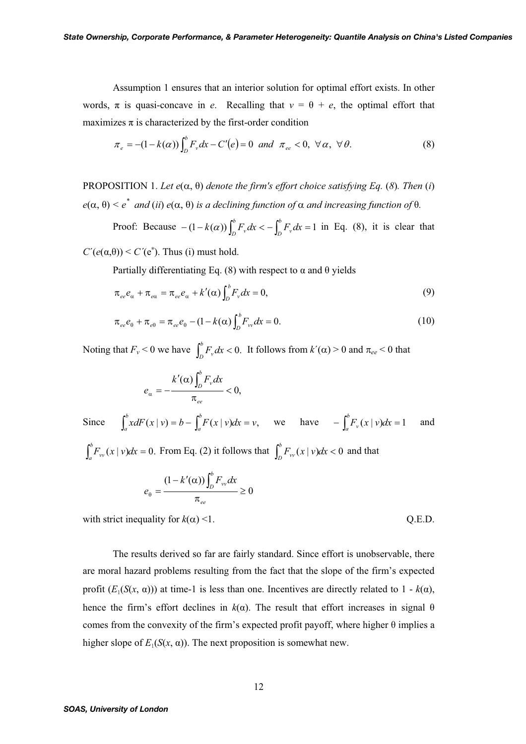Assumption 1 ensures that an interior solution for optimal effort exists. In other words, $\pi$ is quasi-concave in $e$. Recalling that $v = \theta + e$, the optimal effort that maximizes $\pi$ is characterized by the first-order condition

$$\pi_e = -(1-k(\alpha))\int_D^b F_v dx - C'(e) = 0 \;\; and \;\; \pi_{ee} < 0, \; \forall \alpha, \; \forall \theta. \tag{8}$$

PROPOSITION 1. *Let* $e(\alpha, \theta)$ *denote the firm's effort choice satisfying Eq. (8). Then (i)* $e(\alpha, \theta) < e^*$ *and (ii)* $e(\alpha, \theta)$ *is a declining function of* $\alpha$ *and increasing function of* $\theta$.

Proof: Because $-(1-k(\alpha))\int_D^b F_v dx < -\int_D^b F_v dx = 1$ in Eq. (8), it is clear that $C'(e(\alpha,\theta)) < C'(e^*)$. Thus (i) must hold.

Partially differentiating Eq. (8) with respect to $\alpha$ and $\theta$ yields

$$\pi_{ee} e_\alpha + \pi_{e\alpha} = \pi_{ee} e_\alpha + k'(\alpha)\int_D^b F_v dx = 0, \tag{9}$$

$$\pi_{ee} e_\theta + \pi_{e\theta} = \pi_{ee} e_\theta - (1-k(\alpha))\int_D^b F_{vv} dx = 0. \tag{10}$$

Noting that $F_v < 0$ we have $\int_D^b F_v dx < 0.$ It follows from $k'(\alpha) > 0$ and $\pi_{ee} < 0$ that

$$e_\alpha = -\frac{k'(\alpha)\int_D^b F_v dx}{\pi_{ee}} < 0,$$

Since $\int_a^b x dF(x \mid v) = b - \int_a^b F(x \mid v) dx = v,$ we have $-\int_a^b F_v(x \mid v) dx = 1$ and $\int_a^b F_{vv}(x \mid v) dx = 0.$ From Eq. (2) it follows that $\int_D^b F_{vv}(x \mid v) dx < 0$ and that

$$e_\theta = \frac{(1-k'(\alpha))\int_D^b F_{vv} dx}{\pi_{ee}} \geq 0$$

with strict inequality for $k(\alpha) < 1$. Q.E.D.

The results derived so far are fairly standard. Since effort is unobservable, there are moral hazard problems resulting from the fact that the slope of the firm's expected profit ($E_1(S(x, \alpha))$) at time-1 is less than one. Incentives are directly related to $1 - k(\alpha)$, hence the firm's effort declines in $k(\alpha)$. The result that effort increases in signal $\theta$ comes from the convexity of the firm's expected profit payoff, where higher $\theta$ implies a higher slope of $E_1(S(x, \alpha))$. The next proposition is somewhat new.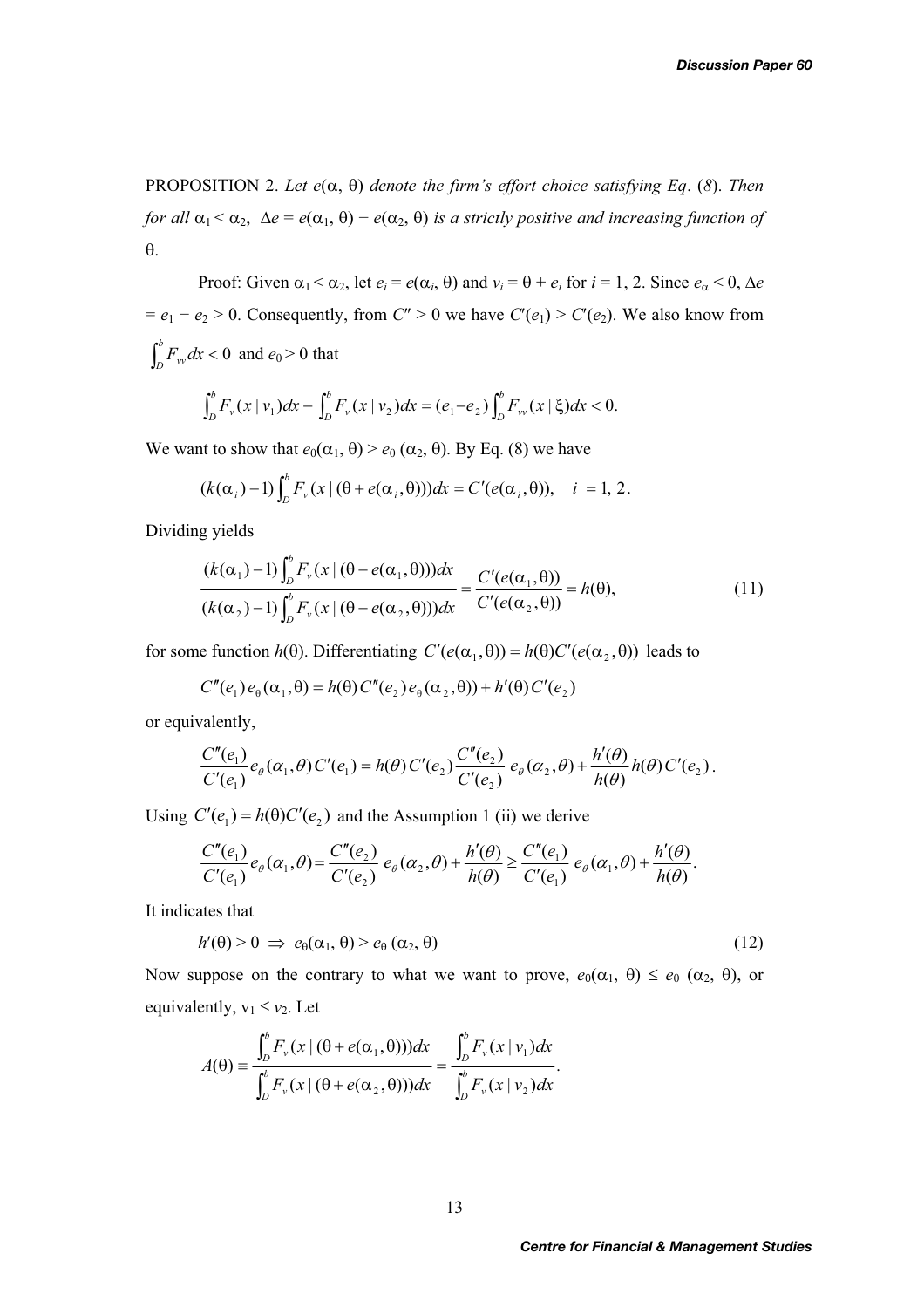PROPOSITION 2. *Let* $e(\alpha, \theta)$ *denote the firm's effort choice satisfying Eq*. (*8*). *Then for all* $\alpha_1 < \alpha_2$, $\Delta e = e(\alpha_1, \theta) - e(\alpha_2, \theta)$ *is a strictly positive and increasing function of* $\theta$.

Proof: Given $\alpha_1 < \alpha_2$, let $e_i = e(\alpha_i, \theta)$ and $v_i = \theta + e_i$ for $i = 1, 2$. Since $e_\alpha < 0$, $\Delta e = e_1 - e_2 > 0$. Consequently, from $C'' > 0$ we have $C'(e_1) > C'(e_2)$. We also know from $\int_D^b F_{vv} dx < 0$ and $e_\theta > 0$ that

$$\int_D^b F_v(x \mid v_1)dx - \int_D^b F_v(x \mid v_2)dx = (e_1 - e_2)\int_D^b F_{vv}(x \mid \xi)dx < 0.$$

We want to show that $e_\theta(\alpha_1, \theta) > e_\theta(\alpha_2, \theta)$. By Eq. (8) we have

$$(k(\alpha_i) - 1)\int_D^b F_v(x \mid (\theta + e(\alpha_i, \theta)))dx = C'(e(\alpha_i, \theta)), \quad i = 1, 2.$$

Dividing yields

$$\frac{(k(\alpha_1) - 1)\int_D^b F_v(x \mid (\theta + e(\alpha_1, \theta)))dx}{(k(\alpha_2) - 1)\int_D^b F_v(x \mid (\theta + e(\alpha_2, \theta)))dx} = \frac{C'(e(\alpha_1, \theta))}{C'(e(\alpha_2, \theta))} = h(\theta), \tag{11}$$

for some function $h(\theta)$. Differentiating $C'(e(\alpha_1, \theta)) = h(\theta)C'(e(\alpha_2, \theta))$ leads to

$$C''(e_1)\, e_\theta(\alpha_1, \theta) = h(\theta)\, C''(e_2)\, e_\theta(\alpha_2, \theta)) + h'(\theta)\, C'(e_2)$$

or equivalently,

$$\frac{C''(e_1)}{C'(e_1)} e_\theta(\alpha_1, \theta)\, C'(e_1) = h(\theta)\, C'(e_2)\frac{C''(e_2)}{C'(e_2)}\, e_\theta(\alpha_2, \theta) + \frac{h'(\theta)}{h(\theta)} h(\theta)\, C'(e_2).$$

Using $C'(e_1) = h(\theta)C'(e_2)$ and the Assumption 1 (ii) we derive

$$\frac{C''(e_1)}{C'(e_1)} e_\theta(\alpha_1, \theta) = \frac{C''(e_2)}{C'(e_2)}\, e_\theta(\alpha_2, \theta) + \frac{h'(\theta)}{h(\theta)} \geq \frac{C''(e_1)}{C'(e_1)}\, e_\theta(\alpha_1, \theta) + \frac{h'(\theta)}{h(\theta)}.$$

It indicates that

$$h'(\theta) > 0 \;\Rightarrow\; e_\theta(\alpha_1, \theta) > e_\theta(\alpha_2, \theta) \tag{12}$$

Now suppose on the contrary to what we want to prove, $e_\theta(\alpha_1, \theta) \leq e_\theta(\alpha_2, \theta)$, or equivalently, $v_1 \leq v_2$. Let

$$A(\theta) \equiv \frac{\int_D^b F_v(x \mid (\theta + e(\alpha_1, \theta)))dx}{\int_D^b F_v(x \mid (\theta + e(\alpha_2, \theta)))dx} = \frac{\int_D^b F_v(x \mid v_1)dx}{\int_D^b F_v(x \mid v_2)dx}.$$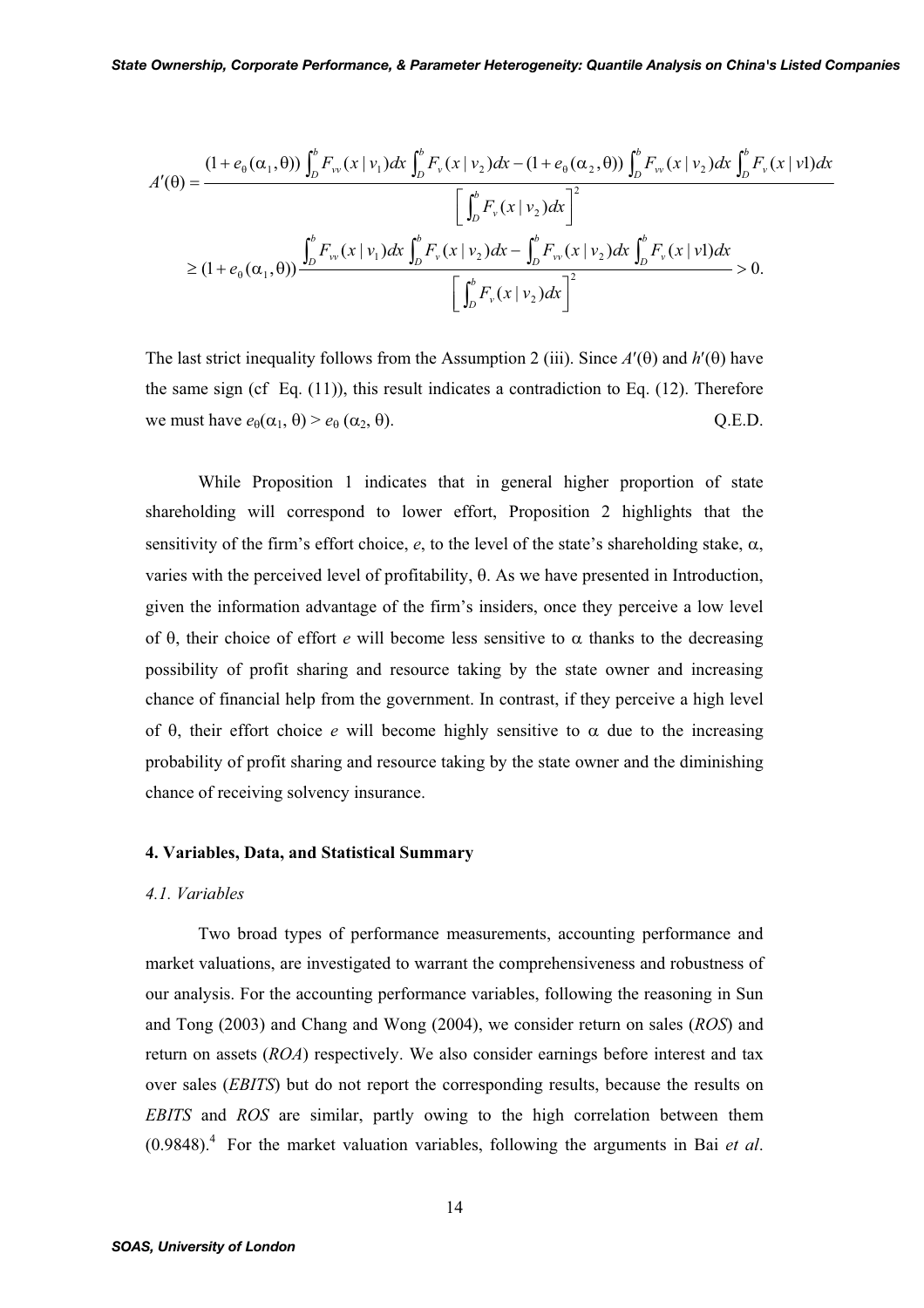$$A'(\theta) = \frac{(1+e_{\theta}(\alpha_1,\theta)) \int_D^b F_{vv}(x \mid v_1)dx \int_D^b F_v(x \mid v_2)dx - (1+e_{\theta}(\alpha_2,\theta)) \int_D^b F_{vv}(x \mid v_2)dx \int_D^b F_v(x \mid v1)dx}{\left[ \int_D^b F_v(x \mid v_2)dx \right]^2}$$

$$\geq (1+e_{\theta}(\alpha_1,\theta)) \frac{\int_D^b F_{vv}(x \mid v_1)dx \int_D^b F_v(x \mid v_2)dx - \int_D^b F_{vv}(x \mid v_2)dx \int_D^b F_v(x \mid v1)dx}{\left[ \int_D^b F_v(x \mid v_2)dx \right]^2} > 0.$$

The last strict inequality follows from the Assumption 2 (iii). Since $A'(\theta)$ and $h'(\theta)$ have the same sign (cf Eq. (11)), this result indicates a contradiction to Eq. (12). Therefore we must have $e_{\theta}(\alpha_1, \theta) > e_{\theta}(\alpha_2, \theta)$. Q.E.D.

While Proposition 1 indicates that in general higher proportion of state shareholding will correspond to lower effort, Proposition 2 highlights that the sensitivity of the firm's effort choice, $e$, to the level of the state's shareholding stake, $\alpha$, varies with the perceived level of profitability, $\theta$. As we have presented in Introduction, given the information advantage of the firm's insiders, once they perceive a low level of $\theta$, their choice of effort $e$ will become less sensitive to $\alpha$ thanks to the decreasing possibility of profit sharing and resource taking by the state owner and increasing chance of financial help from the government. In contrast, if they perceive a high level of $\theta$, their effort choice $e$ will become highly sensitive to $\alpha$ due to the increasing probability of profit sharing and resource taking by the state owner and the diminishing chance of receiving solvency insurance.

## 4. Variables, Data, and Statistical Summary

### 4.1. Variables

Two broad types of performance measurements, accounting performance and market valuations, are investigated to warrant the comprehensiveness and robustness of our analysis. For the accounting performance variables, following the reasoning in Sun and Tong (2003) and Chang and Wong (2004), we consider return on sales (*ROS*) and return on assets (*ROA*) respectively. We also consider earnings before interest and tax over sales (*EBITS*) but do not report the corresponding results, because the results on *EBITS* and *ROS* are similar, partly owing to the high correlation between them (0.9848).[4] For the market valuation variables, following the arguments in Bai *et al*.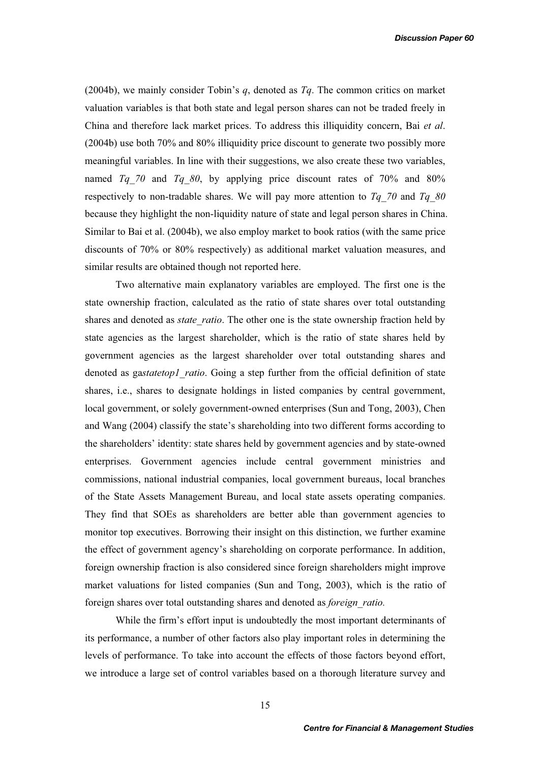(2004b), we mainly consider Tobin's *q*, denoted as *Tq*. The common critics on market valuation variables is that both state and legal person shares can not be traded freely in China and therefore lack market prices. To address this illiquidity concern, Bai *et al*. (2004b) use both 70% and 80% illiquidity price discount to generate two possibly more meaningful variables. In line with their suggestions, we also create these two variables, named *Tq_70* and *Tq_80*, by applying price discount rates of 70% and 80% respectively to non-tradable shares. We will pay more attention to *Tq_70* and *Tq_80* because they highlight the non-liquidity nature of state and legal person shares in China. Similar to Bai et al. (2004b), we also employ market to book ratios (with the same price discounts of 70% or 80% respectively) as additional market valuation measures, and similar results are obtained though not reported here.

Two alternative main explanatory variables are employed. The first one is the state ownership fraction, calculated as the ratio of state shares over total outstanding shares and denoted as *state_ratio*. The other one is the state ownership fraction held by state agencies as the largest shareholder, which is the ratio of state shares held by government agencies as the largest shareholder over total outstanding shares and denoted as ga*statetop1_ratio*. Going a step further from the official definition of state shares, i.e., shares to designate holdings in listed companies by central government, local government, or solely government-owned enterprises (Sun and Tong, 2003), Chen and Wang (2004) classify the state's shareholding into two different forms according to the shareholders' identity: state shares held by government agencies and by state-owned enterprises. Government agencies include central government ministries and commissions, national industrial companies, local government bureaus, local branches of the State Assets Management Bureau, and local state assets operating companies. They find that SOEs as shareholders are better able than government agencies to monitor top executives. Borrowing their insight on this distinction, we further examine the effect of government agency's shareholding on corporate performance. In addition, foreign ownership fraction is also considered since foreign shareholders might improve market valuations for listed companies (Sun and Tong, 2003), which is the ratio of foreign shares over total outstanding shares and denoted as *foreign_ratio.*

While the firm's effort input is undoubtedly the most important determinants of its performance, a number of other factors also play important roles in determining the levels of performance. To take into account the effects of those factors beyond effort, we introduce a large set of control variables based on a thorough literature survey and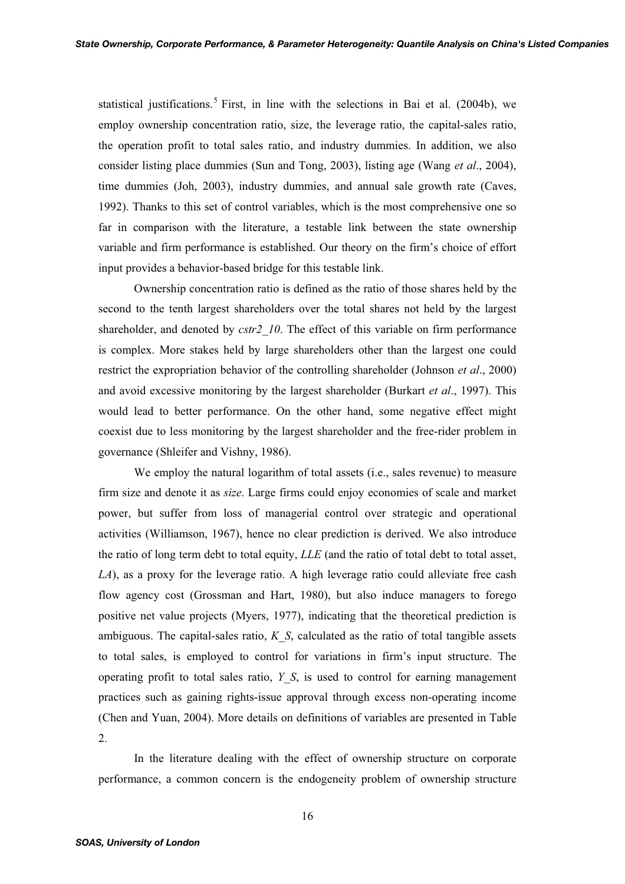statistical justifications.[5] First, in line with the selections in Bai et al. (2004b), we employ ownership concentration ratio, size, the leverage ratio, the capital-sales ratio, the operation profit to total sales ratio, and industry dummies. In addition, we also consider listing place dummies (Sun and Tong, 2003), listing age (Wang *et al*., 2004), time dummies (Joh, 2003), industry dummies, and annual sale growth rate (Caves, 1992). Thanks to this set of control variables, which is the most comprehensive one so far in comparison with the literature, a testable link between the state ownership variable and firm performance is established. Our theory on the firm's choice of effort input provides a behavior-based bridge for this testable link.

Ownership concentration ratio is defined as the ratio of those shares held by the second to the tenth largest shareholders over the total shares not held by the largest shareholder, and denoted by *cstr2_10*. The effect of this variable on firm performance is complex. More stakes held by large shareholders other than the largest one could restrict the expropriation behavior of the controlling shareholder (Johnson *et al*., 2000) and avoid excessive monitoring by the largest shareholder (Burkart *et al*., 1997). This would lead to better performance. On the other hand, some negative effect might coexist due to less monitoring by the largest shareholder and the free-rider problem in governance (Shleifer and Vishny, 1986).

We employ the natural logarithm of total assets (i.e., sales revenue) to measure firm size and denote it as *size*. Large firms could enjoy economies of scale and market power, but suffer from loss of managerial control over strategic and operational activities (Williamson, 1967), hence no clear prediction is derived. We also introduce the ratio of long term debt to total equity, *LLE* (and the ratio of total debt to total asset, *LA*), as a proxy for the leverage ratio. A high leverage ratio could alleviate free cash flow agency cost (Grossman and Hart, 1980), but also induce managers to forego positive net value projects (Myers, 1977), indicating that the theoretical prediction is ambiguous. The capital-sales ratio, *K_S*, calculated as the ratio of total tangible assets to total sales, is employed to control for variations in firm's input structure. The operating profit to total sales ratio, *Y_S*, is used to control for earning management practices such as gaining rights-issue approval through excess non-operating income (Chen and Yuan, 2004). More details on definitions of variables are presented in Table 2.

In the literature dealing with the effect of ownership structure on corporate performance, a common concern is the endogeneity problem of ownership structure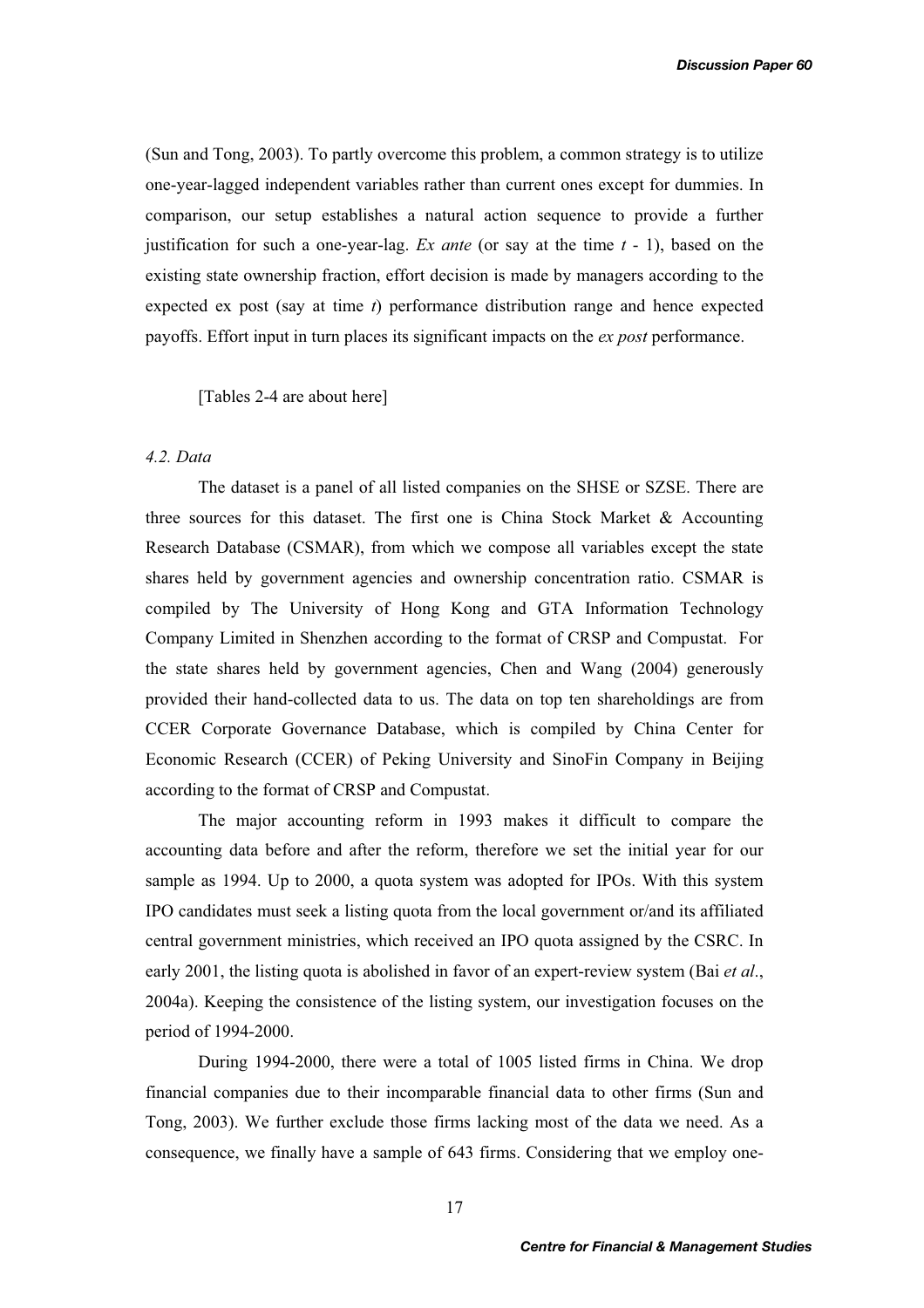(Sun and Tong, 2003). To partly overcome this problem, a common strategy is to utilize one-year-lagged independent variables rather than current ones except for dummies. In comparison, our setup establishes a natural action sequence to provide a further justification for such a one-year-lag. *Ex ante* (or say at the time $t$ - 1), based on the existing state ownership fraction, effort decision is made by managers according to the expected ex post (say at time $t$) performance distribution range and hence expected payoffs. Effort input in turn places its significant impacts on the *ex post* performance.

[Tables 2-4 are about here]

### *4.2. Data*

The dataset is a panel of all listed companies on the SHSE or SZSE. There are three sources for this dataset. The first one is China Stock Market & Accounting Research Database (CSMAR), from which we compose all variables except the state shares held by government agencies and ownership concentration ratio. CSMAR is compiled by The University of Hong Kong and GTA Information Technology Company Limited in Shenzhen according to the format of CRSP and Compustat. For the state shares held by government agencies, Chen and Wang (2004) generously provided their hand-collected data to us. The data on top ten shareholdings are from CCER Corporate Governance Database, which is compiled by China Center for Economic Research (CCER) of Peking University and SinoFin Company in Beijing according to the format of CRSP and Compustat.

The major accounting reform in 1993 makes it difficult to compare the accounting data before and after the reform, therefore we set the initial year for our sample as 1994. Up to 2000, a quota system was adopted for IPOs. With this system IPO candidates must seek a listing quota from the local government or/and its affiliated central government ministries, which received an IPO quota assigned by the CSRC. In early 2001, the listing quota is abolished in favor of an expert-review system (Bai *et al*., 2004a). Keeping the consistence of the listing system, our investigation focuses on the period of 1994-2000.

During 1994-2000, there were a total of 1005 listed firms in China. We drop financial companies due to their incomparable financial data to other firms (Sun and Tong, 2003). We further exclude those firms lacking most of the data we need. As a consequence, we finally have a sample of 643 firms. Considering that we employ one-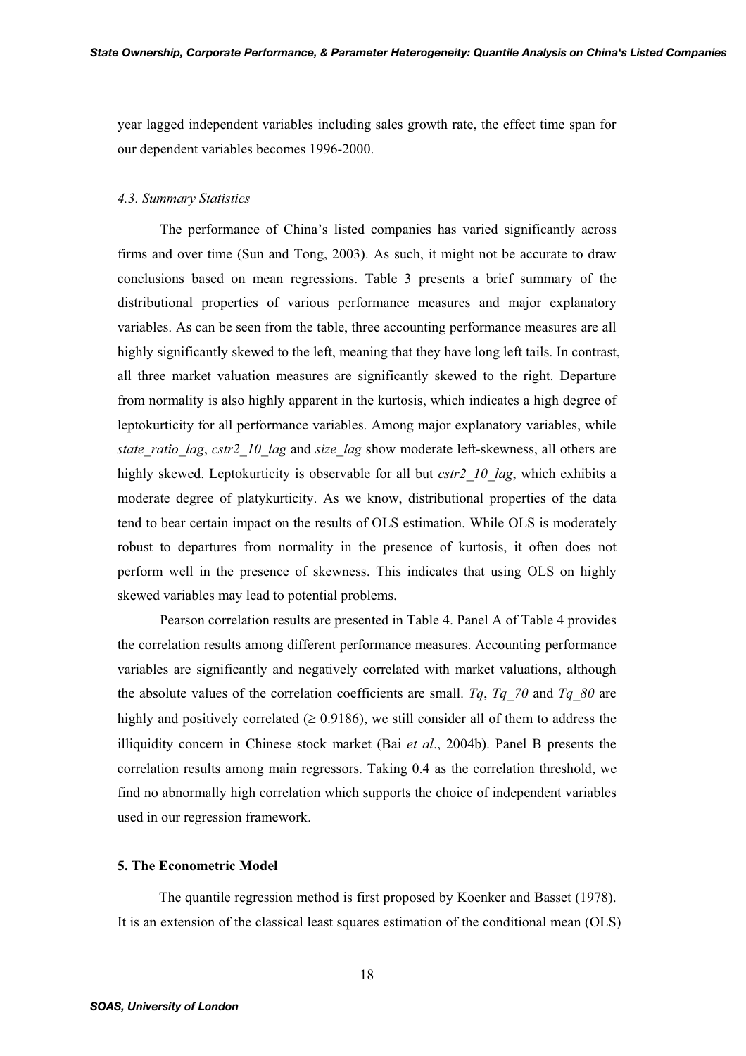year lagged independent variables including sales growth rate, the effect time span for our dependent variables becomes 1996-2000.

### *4.3. Summary Statistics*

The performance of China's listed companies has varied significantly across firms and over time (Sun and Tong, 2003). As such, it might not be accurate to draw conclusions based on mean regressions. Table 3 presents a brief summary of the distributional properties of various performance measures and major explanatory variables. As can be seen from the table, three accounting performance measures are all highly significantly skewed to the left, meaning that they have long left tails. In contrast, all three market valuation measures are significantly skewed to the right. Departure from normality is also highly apparent in the kurtosis, which indicates a high degree of leptokurticity for all performance variables. Among major explanatory variables, while *state_ratio_lag*, *cstr2_10_lag* and *size_lag* show moderate left-skewness, all others are highly skewed. Leptokurticity is observable for all but *cstr2_10_lag*, which exhibits a moderate degree of platykurticity. As we know, distributional properties of the data tend to bear certain impact on the results of OLS estimation. While OLS is moderately robust to departures from normality in the presence of kurtosis, it often does not perform well in the presence of skewness. This indicates that using OLS on highly skewed variables may lead to potential problems.

Pearson correlation results are presented in Table 4. Panel A of Table 4 provides the correlation results among different performance measures. Accounting performance variables are significantly and negatively correlated with market valuations, although the absolute values of the correlation coefficients are small. *Tq*, *Tq_70* and *Tq_80* are highly and positively correlated ($\geq 0.9186$), we still consider all of them to address the illiquidity concern in Chinese stock market (Bai *et al*., 2004b). Panel B presents the correlation results among main regressors. Taking 0.4 as the correlation threshold, we find no abnormally high correlation which supports the choice of independent variables used in our regression framework.

## 5. The Econometric Model

The quantile regression method is first proposed by Koenker and Basset (1978). It is an extension of the classical least squares estimation of the conditional mean (OLS)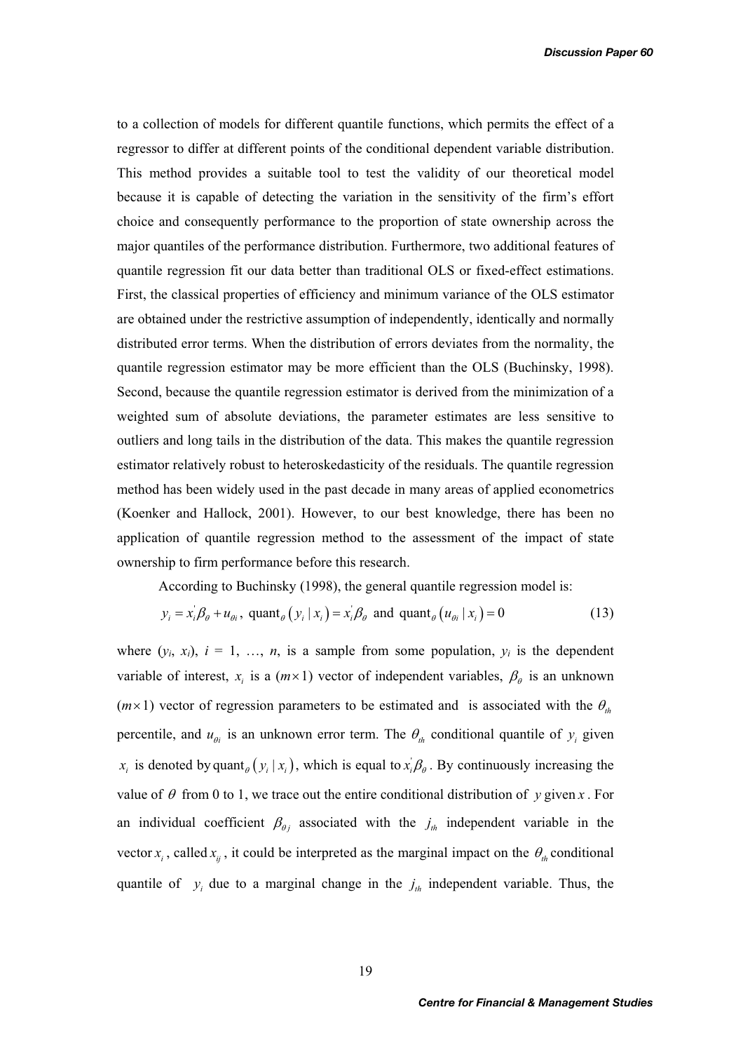to a collection of models for different quantile functions, which permits the effect of a regressor to differ at different points of the conditional dependent variable distribution. This method provides a suitable tool to test the validity of our theoretical model because it is capable of detecting the variation in the sensitivity of the firm's effort choice and consequently performance to the proportion of state ownership across the major quantiles of the performance distribution. Furthermore, two additional features of quantile regression fit our data better than traditional OLS or fixed-effect estimations. First, the classical properties of efficiency and minimum variance of the OLS estimator are obtained under the restrictive assumption of independently, identically and normally distributed error terms. When the distribution of errors deviates from the normality, the quantile regression estimator may be more efficient than the OLS (Buchinsky, 1998). Second, because the quantile regression estimator is derived from the minimization of a weighted sum of absolute deviations, the parameter estimates are less sensitive to outliers and long tails in the distribution of the data. This makes the quantile regression estimator relatively robust to heteroskedasticity of the residuals. The quantile regression method has been widely used in the past decade in many areas of applied econometrics (Koenker and Hallock, 2001). However, to our best knowledge, there has been no application of quantile regression method to the assessment of the impact of state ownership to firm performance before this research.

According to Buchinsky (1998), the general quantile regression model is:

$$y_i = x_i^{'}\beta_\theta + u_{\theta i},\ \text{quant}_\theta\left(y_i \mid x_i\right) = x_i^{'}\beta_\theta \text{ and } \text{quant}_\theta\left(u_{\theta i} \mid x_i\right) = 0 \tag{13}$$

where ($y_i$, $x_i$), $i$ = 1, …, $n$, is a sample from some population, $y_i$ is the dependent variable of interest, $x_i$ is a $(m \times 1)$ vector of independent variables, $\beta_\theta$ is an unknown $(m \times 1)$ vector of regression parameters to be estimated and is associated with the $\theta_{th}$ percentile, and $u_{\theta i}$ is an unknown error term. The $\theta_{th}$ conditional quantile of $y_i$ given $x_i$ is denoted by $\text{quant}_\theta\left(y_i \mid x_i\right)$, which is equal to $x_i^{'}\beta_\theta$. By continuously increasing the value of $\theta$ from 0 to 1, we trace out the entire conditional distribution of $y$ given $x$. For an individual coefficient $\beta_{\theta j}$ associated with the $j_{th}$ independent variable in the vector $x_i$, called $x_{ij}$, it could be interpreted as the marginal impact on the $\theta_{th}$ conditional quantile of $y_i$ due to a marginal change in the $j_{th}$ independent variable. Thus, the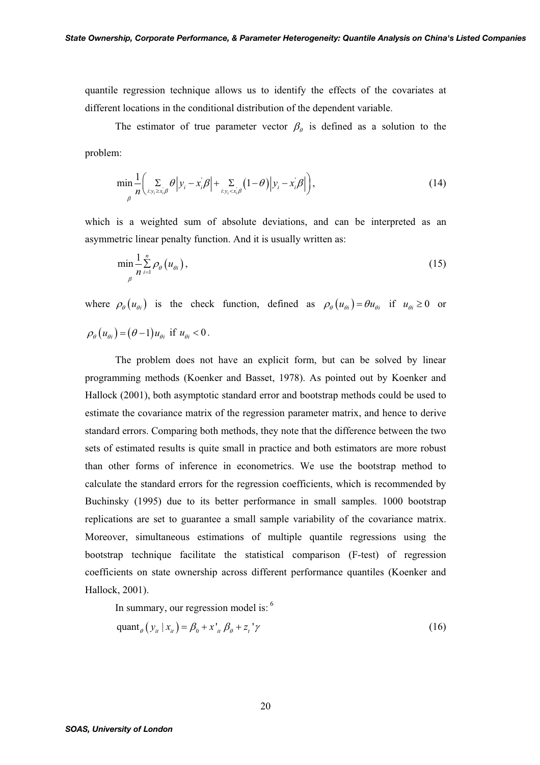quantile regression technique allows us to identify the effects of the covariates at different locations in the conditional distribution of the dependent variable.

The estimator of true parameter vector $\beta_\theta$ is defined as a solution to the problem:

$$\min_{\beta} \frac{1}{n}\left( \sum_{i:y_i \geq x_i'\beta} \theta \left| y_i - x_i'\beta \right| + \sum_{i:y_i < x_i'\beta} \left(1-\theta\right)\left| y_i - x_i'\beta \right| \right), \tag{14}$$

which is a weighted sum of absolute deviations, and can be interpreted as an asymmetric linear penalty function. And it is usually written as:

$$\min_{\beta} \frac{1}{n}\sum_{i=1}^{n} \rho_\theta\left(u_{\theta i}\right), \tag{15}$$

where $\rho_\theta\left(u_{\theta i}\right)$ is the check function, defined as $\rho_\theta\left(u_{\theta i}\right) = \theta u_{\theta i}$ if $u_{\theta i} \geq 0$ or $\rho_\theta\left(u_{\theta i}\right) = \left(\theta - 1\right)u_{\theta i}$ if $u_{\theta i} < 0$.

The problem does not have an explicit form, but can be solved by linear programming methods (Koenker and Basset, 1978). As pointed out by Koenker and Hallock (2001), both asymptotic standard error and bootstrap methods could be used to estimate the covariance matrix of the regression parameter matrix, and hence to derive standard errors. Comparing both methods, they note that the difference between the two sets of estimated results is quite small in practice and both estimators are more robust than other forms of inference in econometrics. We use the bootstrap method to calculate the standard errors for the regression coefficients, which is recommended by Buchinsky (1995) due to its better performance in small samples. 1000 bootstrap replications are set to guarantee a small sample variability of the covariance matrix. Moreover, simultaneous estimations of multiple quantile regressions using the bootstrap technique facilitate the statistical comparison (F-test) of regression coefficients on state ownership across different performance quantiles (Koenker and Hallock, 2001).

In summary, our regression model is: [6]

$$\text{quant}_\theta\left(y_{it} \mid x_{it}\right) = \beta_0 + x'_{it}\beta_\theta + z_t'\gamma \tag{16}$$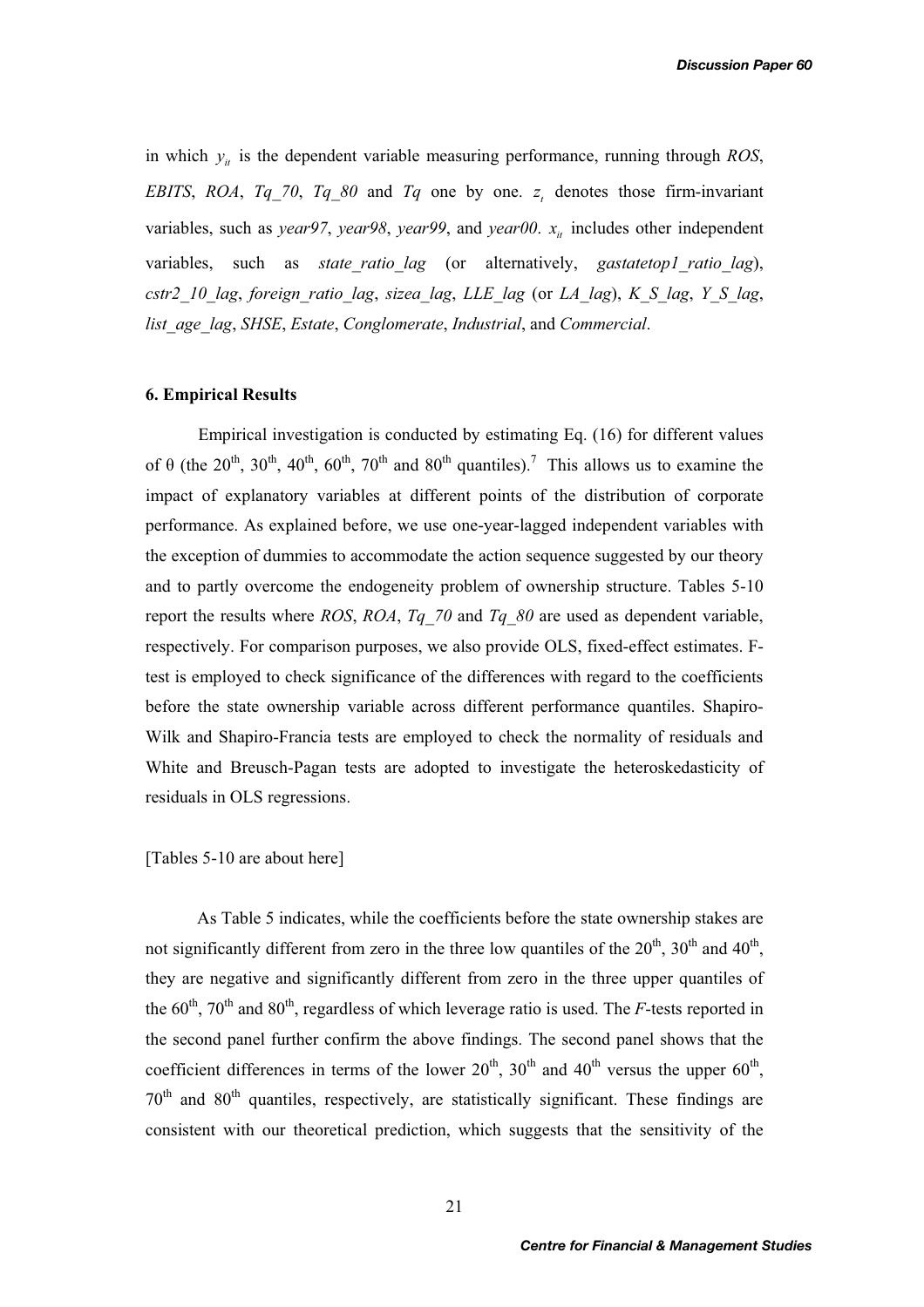in which $y_{it}$ is the dependent variable measuring performance, running through *ROS*, *EBITS*, *ROA*, *Tq_70*, *Tq_80* and *Tq* one by one. $z_t$ denotes those firm-invariant variables, such as *year97*, *year98*, *year99*, and *year00*. $x_{it}$ includes other independent variables, such as *state_ratio_lag* (or alternatively, *gastatetop1_ratio_lag*), *cstr2_10_lag*, *foreign_ratio_lag*, *sizea_lag*, *LLE_lag* (or *LA_lag*), *K_S_lag*, *Y_S_lag*, *list_age_lag*, *SHSE*, *Estate*, *Conglomerate*, *Industrial*, and *Commercial*.

## 6. Empirical Results

Empirical investigation is conducted by estimating Eq. (16) for different values of θ (the 20th, 30th, 40th, 60th, 70th and 80th quantiles).[7] This allows us to examine the impact of explanatory variables at different points of the distribution of corporate performance. As explained before, we use one-year-lagged independent variables with the exception of dummies to accommodate the action sequence suggested by our theory and to partly overcome the endogeneity problem of ownership structure. Tables 5-10 report the results where *ROS*, *ROA*, *Tq_70* and *Tq_80* are used as dependent variable, respectively. For comparison purposes, we also provide OLS, fixed-effect estimates. F-test is employed to check significance of the differences with regard to the coefficients before the state ownership variable across different performance quantiles. Shapiro-Wilk and Shapiro-Francia tests are employed to check the normality of residuals and White and Breusch-Pagan tests are adopted to investigate the heteroskedasticity of residuals in OLS regressions.

[Tables 5-10 are about here]

As Table 5 indicates, while the coefficients before the state ownership stakes are not significantly different from zero in the three low quantiles of the 20th, 30th and 40th, they are negative and significantly different from zero in the three upper quantiles of the 60th, 70th and 80th, regardless of which leverage ratio is used. The *F*-tests reported in the second panel further confirm the above findings. The second panel shows that the coefficient differences in terms of the lower 20th, 30th and 40th versus the upper 60th, 70th and 80th quantiles, respectively, are statistically significant. These findings are consistent with our theoretical prediction, which suggests that the sensitivity of the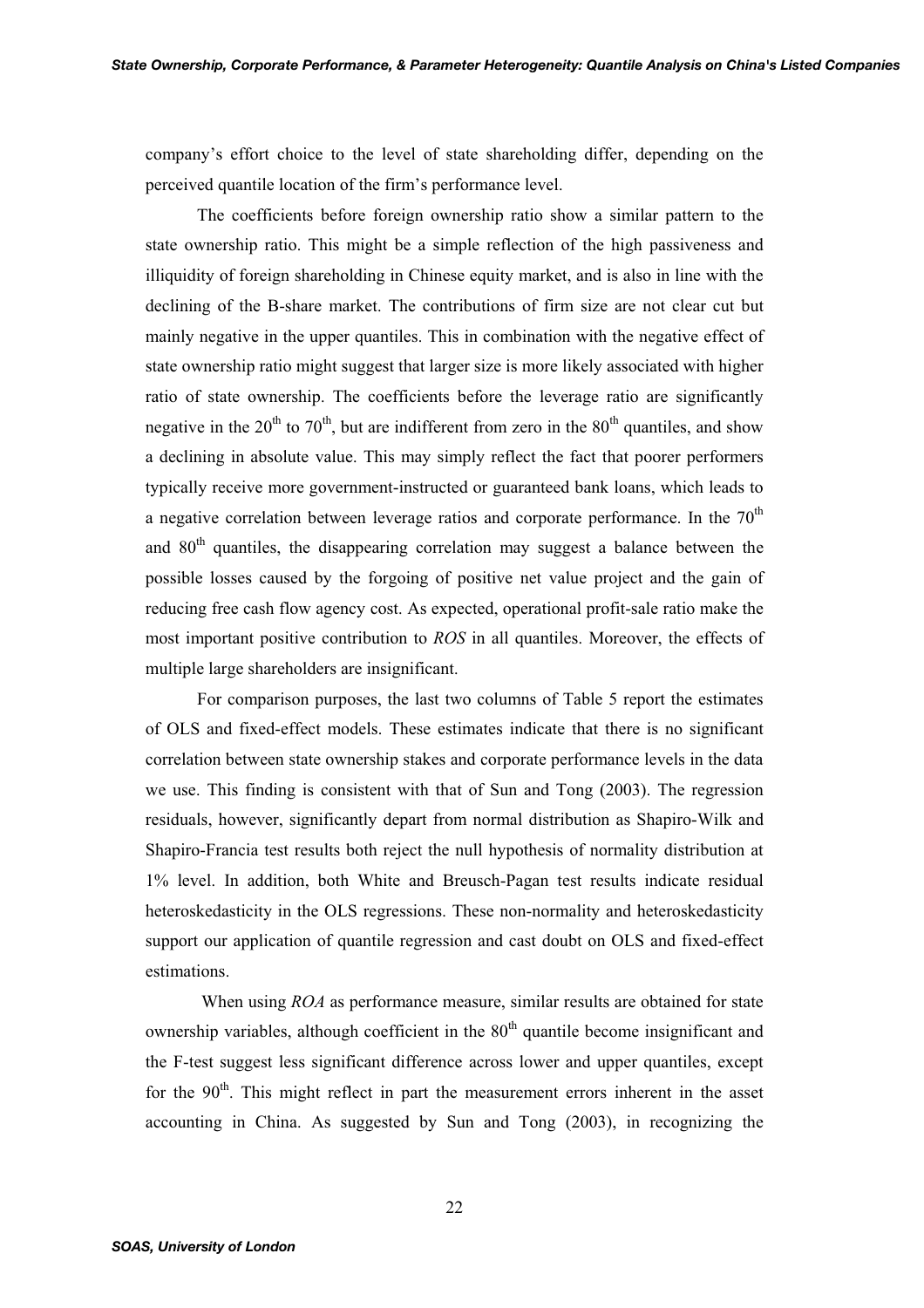company's effort choice to the level of state shareholding differ, depending on the perceived quantile location of the firm's performance level.

The coefficients before foreign ownership ratio show a similar pattern to the state ownership ratio. This might be a simple reflection of the high passiveness and illiquidity of foreign shareholding in Chinese equity market, and is also in line with the declining of the B-share market. The contributions of firm size are not clear cut but mainly negative in the upper quantiles. This in combination with the negative effect of state ownership ratio might suggest that larger size is more likely associated with higher ratio of state ownership. The coefficients before the leverage ratio are significantly negative in the $20^{th}$ to $70^{th}$, but are indifferent from zero in the $80^{th}$ quantiles, and show a declining in absolute value. This may simply reflect the fact that poorer performers typically receive more government-instructed or guaranteed bank loans, which leads to a negative correlation between leverage ratios and corporate performance. In the $70^{th}$ and $80^{th}$ quantiles, the disappearing correlation may suggest a balance between the possible losses caused by the forgoing of positive net value project and the gain of reducing free cash flow agency cost. As expected, operational profit-sale ratio make the most important positive contribution to *ROS* in all quantiles. Moreover, the effects of multiple large shareholders are insignificant.

For comparison purposes, the last two columns of Table 5 report the estimates of OLS and fixed-effect models. These estimates indicate that there is no significant correlation between state ownership stakes and corporate performance levels in the data we use. This finding is consistent with that of Sun and Tong (2003). The regression residuals, however, significantly depart from normal distribution as Shapiro-Wilk and Shapiro-Francia test results both reject the null hypothesis of normality distribution at 1% level. In addition, both White and Breusch-Pagan test results indicate residual heteroskedasticity in the OLS regressions. These non-normality and heteroskedasticity support our application of quantile regression and cast doubt on OLS and fixed-effect estimations.

When using *ROA* as performance measure, similar results are obtained for state ownership variables, although coefficient in the $80^{th}$ quantile become insignificant and the F-test suggest less significant difference across lower and upper quantiles, except for the $90^{th}$. This might reflect in part the measurement errors inherent in the asset accounting in China. As suggested by Sun and Tong (2003), in recognizing the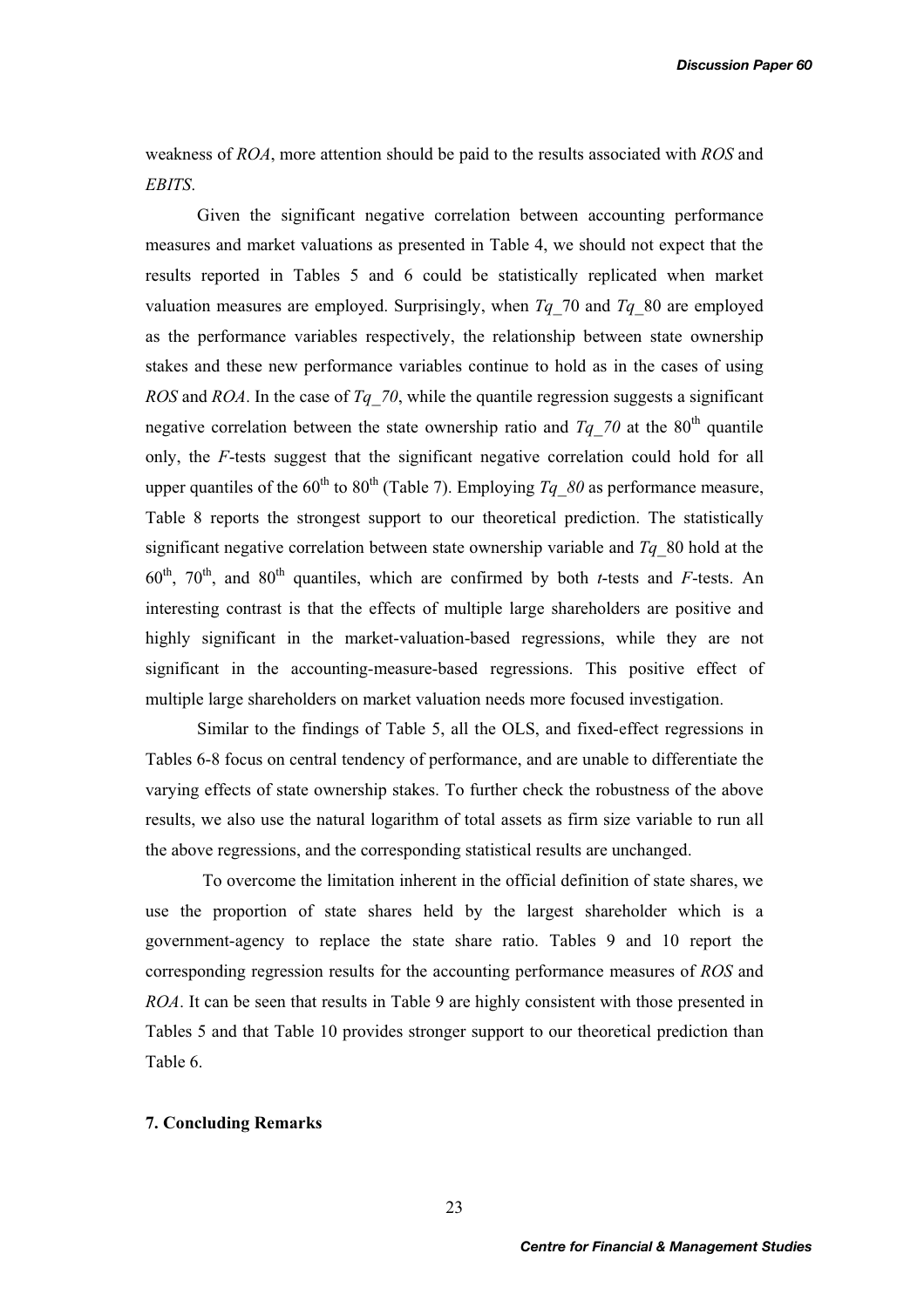weakness of *ROA*, more attention should be paid to the results associated with *ROS* and *EBITS*.

Given the significant negative correlation between accounting performance measures and market valuations as presented in Table 4, we should not expect that the results reported in Tables 5 and 6 could be statistically replicated when market valuation measures are employed. Surprisingly, when *Tq*_70 and *Tq*_80 are employed as the performance variables respectively, the relationship between state ownership stakes and these new performance variables continue to hold as in the cases of using *ROS* and *ROA*. In the case of *Tq_70*, while the quantile regression suggests a significant negative correlation between the state ownership ratio and *Tq_70* at the 80$^{th}$ quantile only, the *F*-tests suggest that the significant negative correlation could hold for all upper quantiles of the 60$^{th}$ to 80$^{th}$ (Table 7). Employing *Tq_80* as performance measure, Table 8 reports the strongest support to our theoretical prediction. The statistically significant negative correlation between state ownership variable and *Tq*_80 hold at the 60$^{th}$, 70$^{th}$, and 80$^{th}$ quantiles, which are confirmed by both *t*-tests and *F*-tests. An interesting contrast is that the effects of multiple large shareholders are positive and highly significant in the market-valuation-based regressions, while they are not significant in the accounting-measure-based regressions. This positive effect of multiple large shareholders on market valuation needs more focused investigation.

Similar to the findings of Table 5, all the OLS, and fixed-effect regressions in Tables 6-8 focus on central tendency of performance, and are unable to differentiate the varying effects of state ownership stakes. To further check the robustness of the above results, we also use the natural logarithm of total assets as firm size variable to run all the above regressions, and the corresponding statistical results are unchanged.

To overcome the limitation inherent in the official definition of state shares, we use the proportion of state shares held by the largest shareholder which is a government-agency to replace the state share ratio. Tables 9 and 10 report the corresponding regression results for the accounting performance measures of *ROS* and *ROA*. It can be seen that results in Table 9 are highly consistent with those presented in Tables 5 and that Table 10 provides stronger support to our theoretical prediction than Table 6.

## 7. Concluding Remarks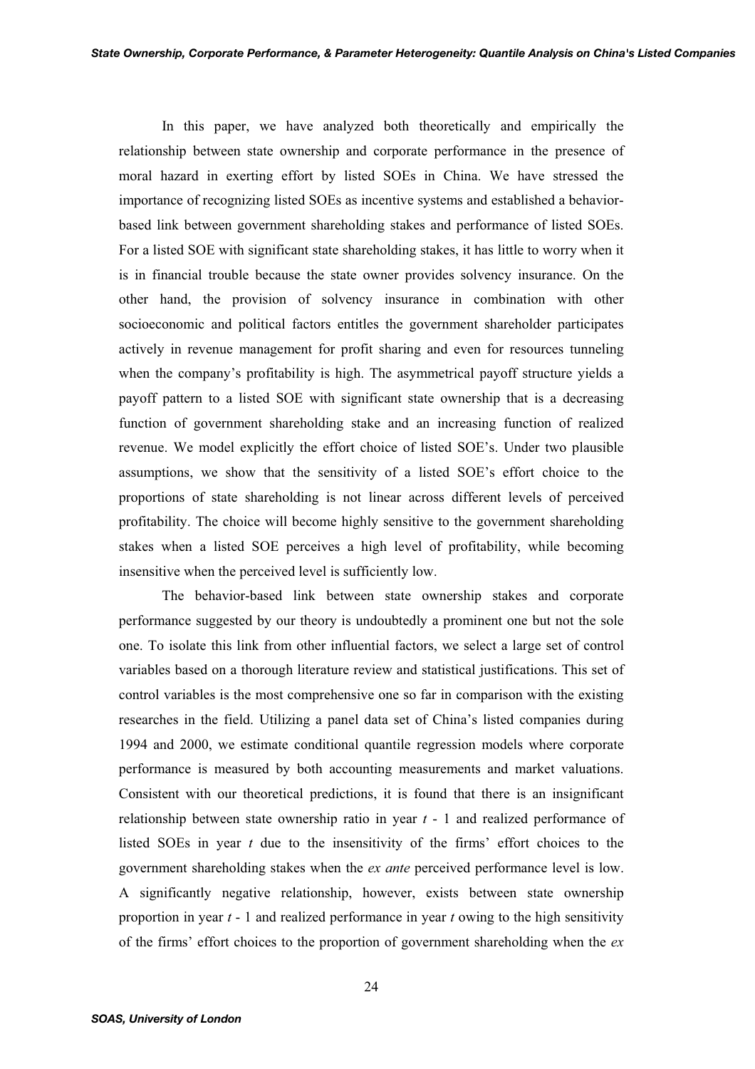In this paper, we have analyzed both theoretically and empirically the relationship between state ownership and corporate performance in the presence of moral hazard in exerting effort by listed SOEs in China. We have stressed the importance of recognizing listed SOEs as incentive systems and established a behavior-based link between government shareholding stakes and performance of listed SOEs. For a listed SOE with significant state shareholding stakes, it has little to worry when it is in financial trouble because the state owner provides solvency insurance. On the other hand, the provision of solvency insurance in combination with other socioeconomic and political factors entitles the government shareholder participates actively in revenue management for profit sharing and even for resources tunneling when the company's profitability is high. The asymmetrical payoff structure yields a payoff pattern to a listed SOE with significant state ownership that is a decreasing function of government shareholding stake and an increasing function of realized revenue. We model explicitly the effort choice of listed SOE's. Under two plausible assumptions, we show that the sensitivity of a listed SOE's effort choice to the proportions of state shareholding is not linear across different levels of perceived profitability. The choice will become highly sensitive to the government shareholding stakes when a listed SOE perceives a high level of profitability, while becoming insensitive when the perceived level is sufficiently low.

The behavior-based link between state ownership stakes and corporate performance suggested by our theory is undoubtedly a prominent one but not the sole one. To isolate this link from other influential factors, we select a large set of control variables based on a thorough literature review and statistical justifications. This set of control variables is the most comprehensive one so far in comparison with the existing researches in the field. Utilizing a panel data set of China's listed companies during 1994 and 2000, we estimate conditional quantile regression models where corporate performance is measured by both accounting measurements and market valuations. Consistent with our theoretical predictions, it is found that there is an insignificant relationship between state ownership ratio in year $t$ - 1 and realized performance of listed SOEs in year $t$ due to the insensitivity of the firms' effort choices to the government shareholding stakes when the *ex ante* perceived performance level is low. A significantly negative relationship, however, exists between state ownership proportion in year $t$ - 1 and realized performance in year $t$ owing to the high sensitivity of the firms' effort choices to the proportion of government shareholding when the *ex*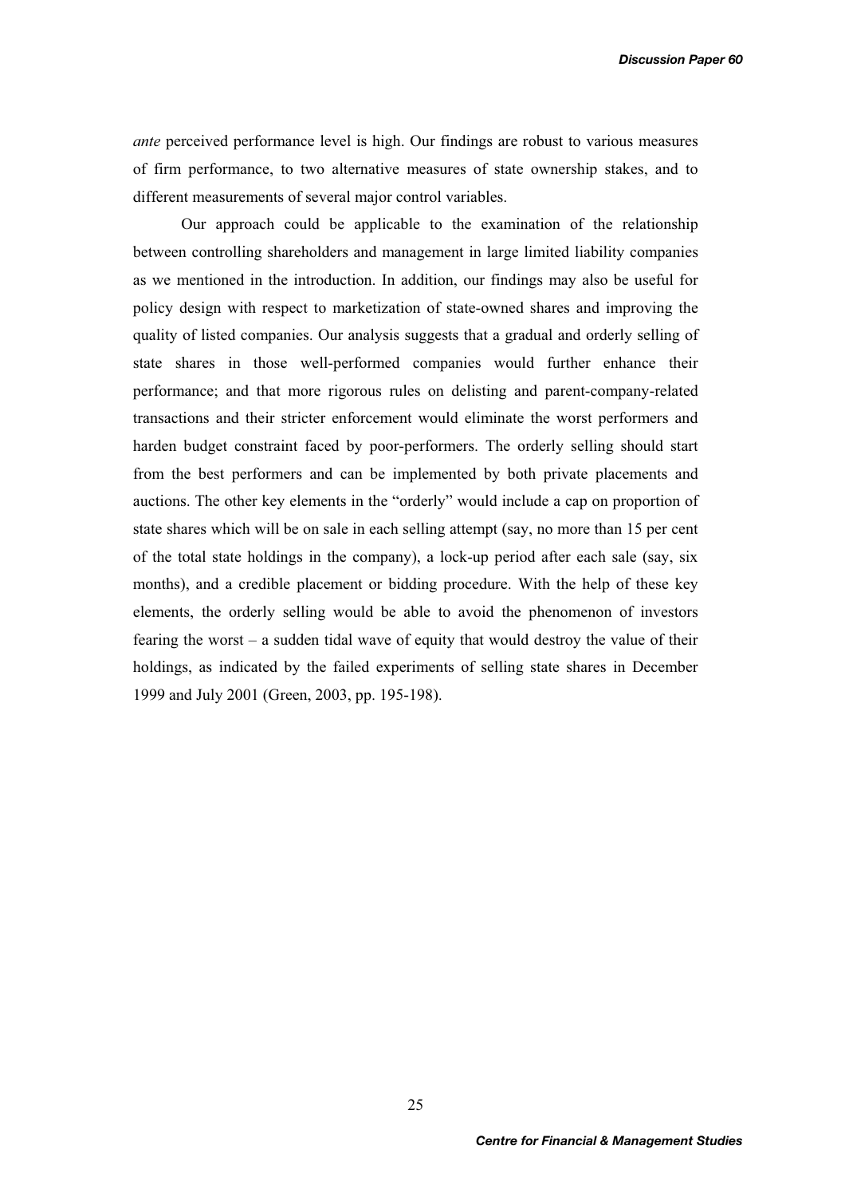*ante* perceived performance level is high. Our findings are robust to various measures of firm performance, to two alternative measures of state ownership stakes, and to different measurements of several major control variables.

Our approach could be applicable to the examination of the relationship between controlling shareholders and management in large limited liability companies as we mentioned in the introduction. In addition, our findings may also be useful for policy design with respect to marketization of state-owned shares and improving the quality of listed companies. Our analysis suggests that a gradual and orderly selling of state shares in those well-performed companies would further enhance their performance; and that more rigorous rules on delisting and parent-company-related transactions and their stricter enforcement would eliminate the worst performers and harden budget constraint faced by poor-performers. The orderly selling should start from the best performers and can be implemented by both private placements and auctions. The other key elements in the "orderly" would include a cap on proportion of state shares which will be on sale in each selling attempt (say, no more than 15 per cent of the total state holdings in the company), a lock-up period after each sale (say, six months), and a credible placement or bidding procedure. With the help of these key elements, the orderly selling would be able to avoid the phenomenon of investors fearing the worst – a sudden tidal wave of equity that would destroy the value of their holdings, as indicated by the failed experiments of selling state shares in December 1999 and July 2001 (Green, 2003, pp. 195-198).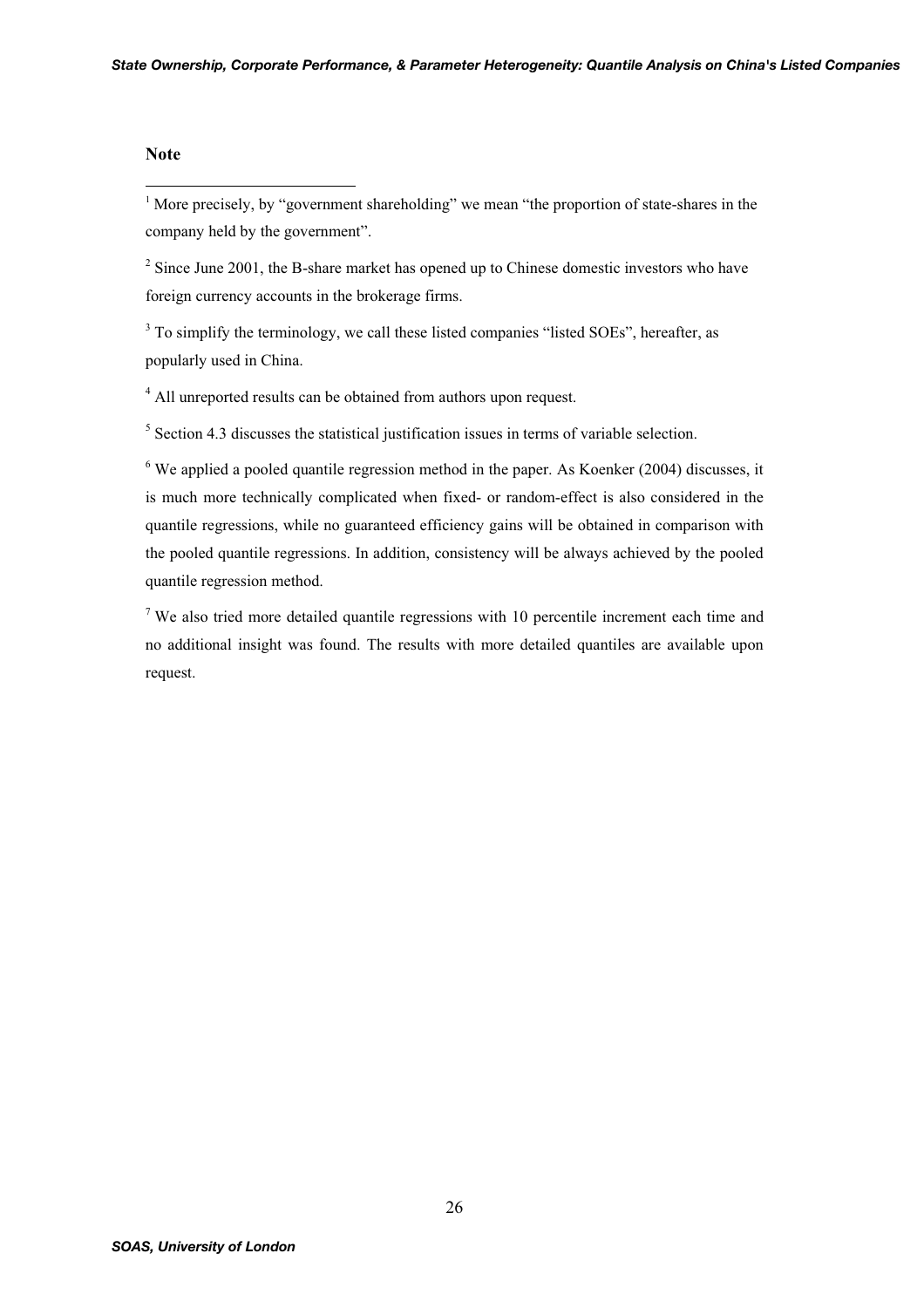**Note**

[1] More precisely, by "government shareholding" we mean "the proportion of state-shares in the company held by the government".

[2] Since June 2001, the B-share market has opened up to Chinese domestic investors who have foreign currency accounts in the brokerage firms.

[3] To simplify the terminology, we call these listed companies "listed SOEs", hereafter, as popularly used in China.

[4] All unreported results can be obtained from authors upon request.

[5] Section 4.3 discusses the statistical justification issues in terms of variable selection.

[6] We applied a pooled quantile regression method in the paper. As Koenker (2004) discusses, it is much more technically complicated when fixed- or random-effect is also considered in the quantile regressions, while no guaranteed efficiency gains will be obtained in comparison with the pooled quantile regressions. In addition, consistency will be always achieved by the pooled quantile regression method.

[7] We also tried more detailed quantile regressions with 10 percentile increment each time and no additional insight was found. The results with more detailed quantiles are available upon request.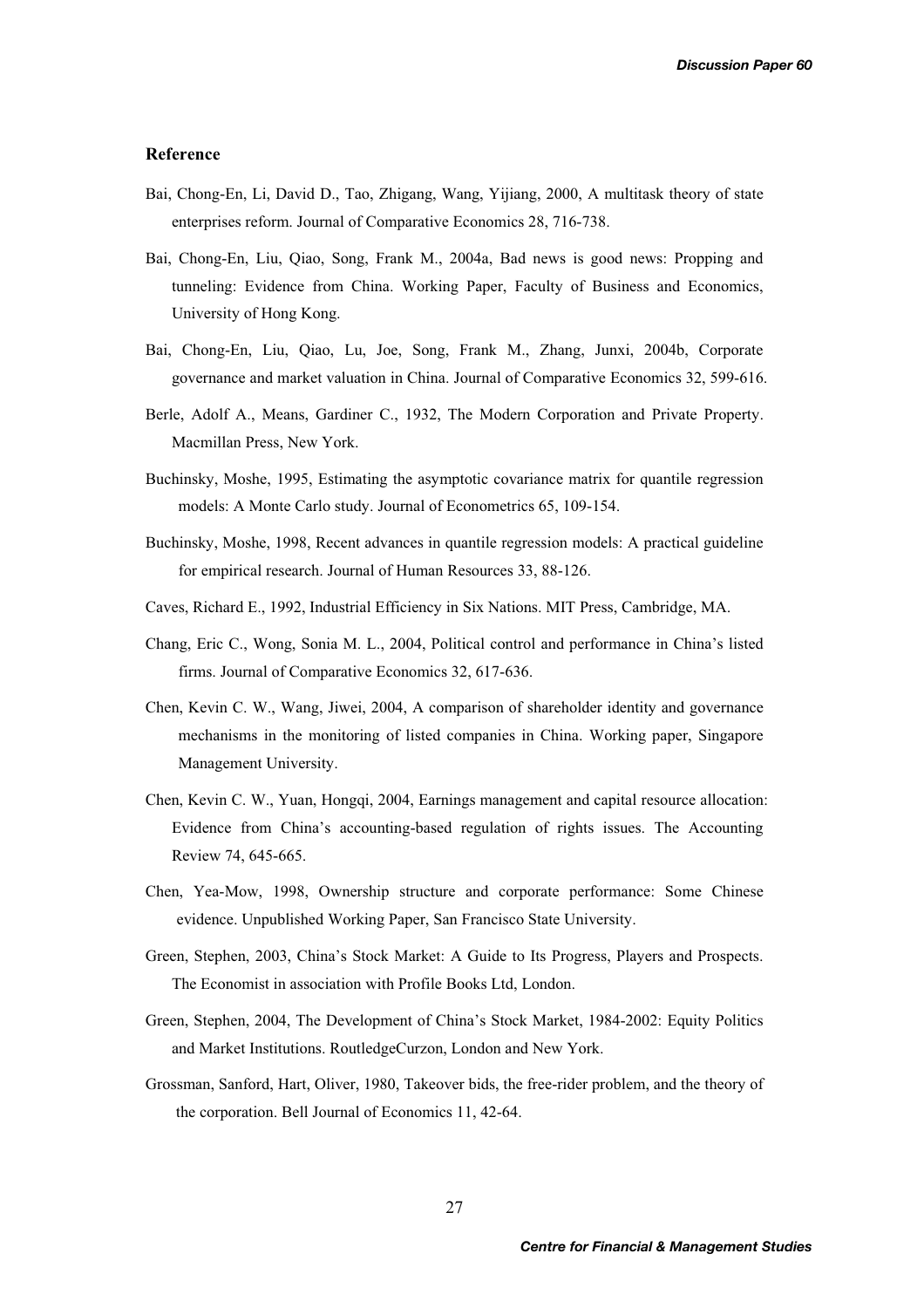## Reference

Bai, Chong-En, Li, David D., Tao, Zhigang, Wang, Yijiang, 2000, A multitask theory of state enterprises reform. Journal of Comparative Economics 28, 716-738.

Bai, Chong-En, Liu, Qiao, Song, Frank M., 2004a, Bad news is good news: Propping and tunneling: Evidence from China. Working Paper, Faculty of Business and Economics, University of Hong Kong.

Bai, Chong-En, Liu, Qiao, Lu, Joe, Song, Frank M., Zhang, Junxi, 2004b, Corporate governance and market valuation in China. Journal of Comparative Economics 32, 599-616.

Berle, Adolf A., Means, Gardiner C., 1932, The Modern Corporation and Private Property. Macmillan Press, New York.

Buchinsky, Moshe, 1995, Estimating the asymptotic covariance matrix for quantile regression models: A Monte Carlo study. Journal of Econometrics 65, 109-154.

Buchinsky, Moshe, 1998, Recent advances in quantile regression models: A practical guideline for empirical research. Journal of Human Resources 33, 88-126.

Caves, Richard E., 1992, Industrial Efficiency in Six Nations. MIT Press, Cambridge, MA.

Chang, Eric C., Wong, Sonia M. L., 2004, Political control and performance in China's listed firms. Journal of Comparative Economics 32, 617-636.

Chen, Kevin C. W., Wang, Jiwei, 2004, A comparison of shareholder identity and governance mechanisms in the monitoring of listed companies in China. Working paper, Singapore Management University.

Chen, Kevin C. W., Yuan, Hongqi, 2004, Earnings management and capital resource allocation: Evidence from China's accounting-based regulation of rights issues. The Accounting Review 74, 645-665.

Chen, Yea-Mow, 1998, Ownership structure and corporate performance: Some Chinese evidence. Unpublished Working Paper, San Francisco State University.

Green, Stephen, 2003, China's Stock Market: A Guide to Its Progress, Players and Prospects. The Economist in association with Profile Books Ltd, London.

Green, Stephen, 2004, The Development of China's Stock Market, 1984-2002: Equity Politics and Market Institutions. RoutledgeCurzon, London and New York.

Grossman, Sanford, Hart, Oliver, 1980, Takeover bids, the free-rider problem, and the theory of the corporation. Bell Journal of Economics 11, 42-64.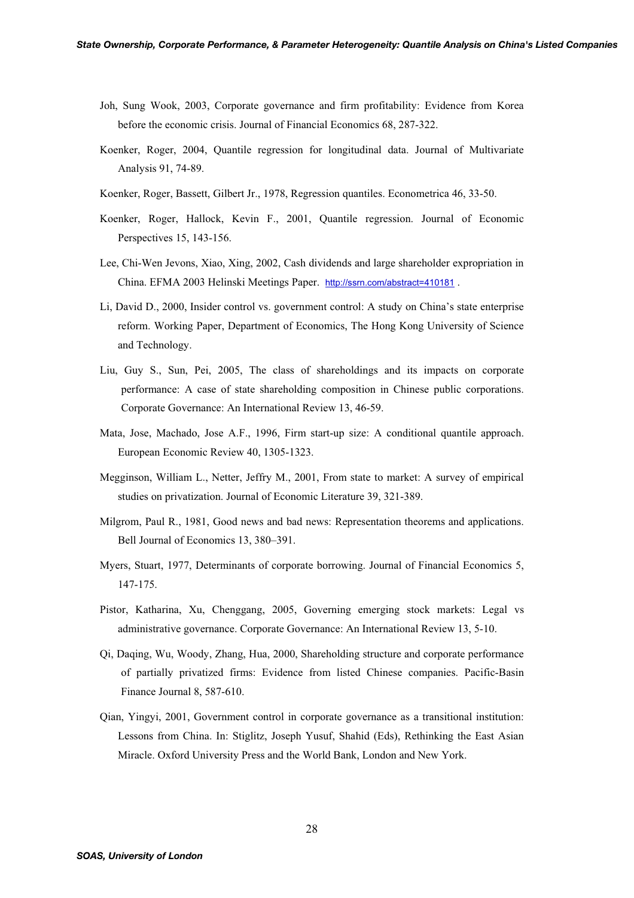Joh, Sung Wook, 2003, Corporate governance and firm profitability: Evidence from Korea before the economic crisis. Journal of Financial Economics 68, 287-322.

Koenker, Roger, 2004, Quantile regression for longitudinal data. Journal of Multivariate Analysis 91, 74-89.

Koenker, Roger, Bassett, Gilbert Jr., 1978, Regression quantiles. Econometrica 46, 33-50.

Koenker, Roger, Hallock, Kevin F., 2001, Quantile regression. Journal of Economic Perspectives 15, 143-156.

Lee, Chi-Wen Jevons, Xiao, Xing, 2002, Cash dividends and large shareholder expropriation in China. EFMA 2003 Helinski Meetings Paper. http://ssrn.com/abstract=410181 .

Li, David D., 2000, Insider control vs. government control: A study on China's state enterprise reform. Working Paper, Department of Economics, The Hong Kong University of Science and Technology.

Liu, Guy S., Sun, Pei, 2005, The class of shareholdings and its impacts on corporate performance: A case of state shareholding composition in Chinese public corporations. Corporate Governance: An International Review 13, 46-59.

Mata, Jose, Machado, Jose A.F., 1996, Firm start-up size: A conditional quantile approach. European Economic Review 40, 1305-1323.

Megginson, William L., Netter, Jeffry M., 2001, From state to market: A survey of empirical studies on privatization. Journal of Economic Literature 39, 321-389.

Milgrom, Paul R., 1981, Good news and bad news: Representation theorems and applications. Bell Journal of Economics 13, 380–391.

Myers, Stuart, 1977, Determinants of corporate borrowing. Journal of Financial Economics 5, 147-175.

Pistor, Katharina, Xu, Chenggang, 2005, Governing emerging stock markets: Legal vs administrative governance. Corporate Governance: An International Review 13, 5-10.

Qi, Daqing, Wu, Woody, Zhang, Hua, 2000, Shareholding structure and corporate performance of partially privatized firms: Evidence from listed Chinese companies. Pacific-Basin Finance Journal 8, 587-610.

Qian, Yingyi, 2001, Government control in corporate governance as a transitional institution: Lessons from China. In: Stiglitz, Joseph Yusuf, Shahid (Eds), Rethinking the East Asian Miracle. Oxford University Press and the World Bank, London and New York.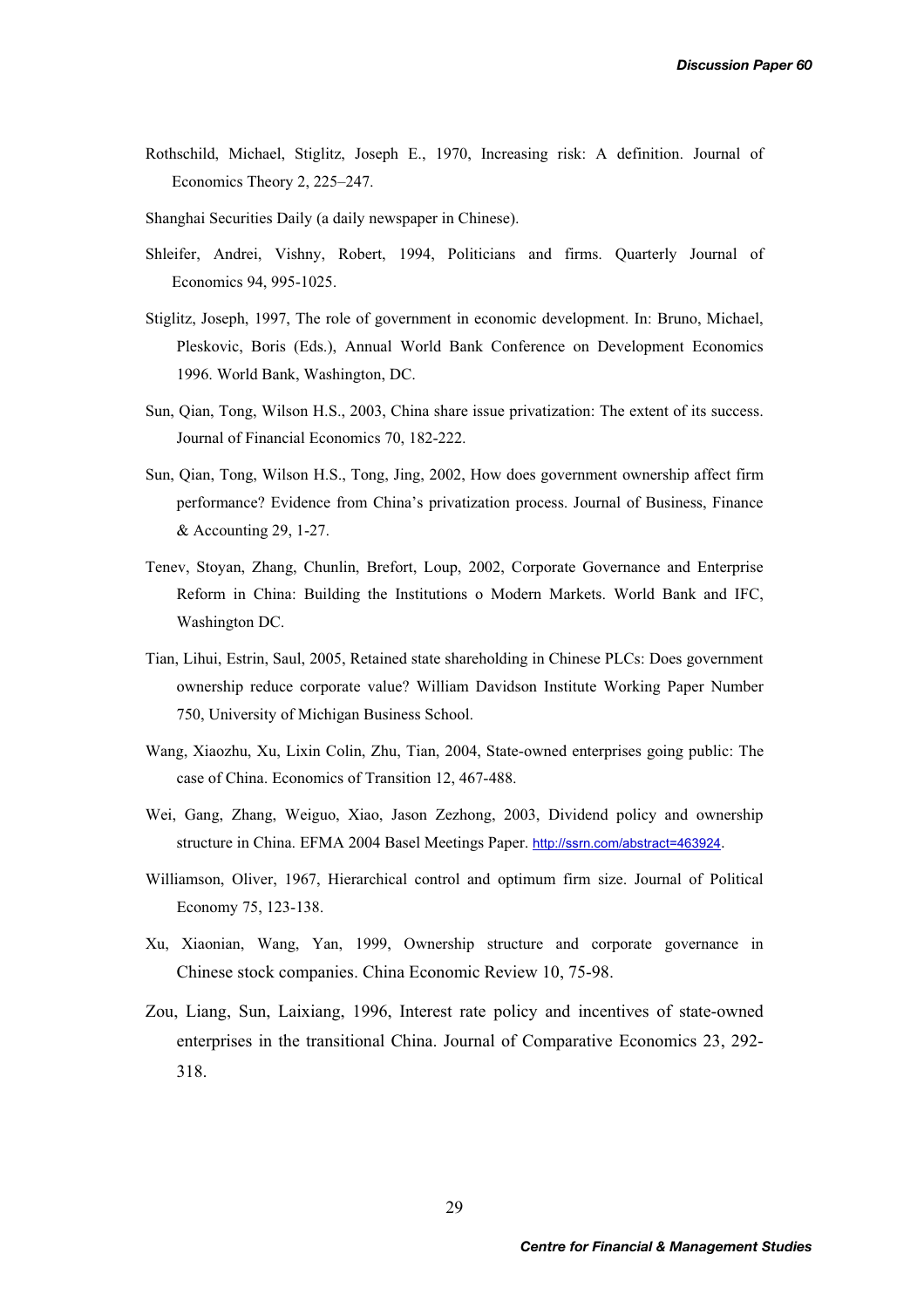Rothschild, Michael, Stiglitz, Joseph E., 1970, Increasing risk: A definition. Journal of Economics Theory 2, 225–247.

Shanghai Securities Daily (a daily newspaper in Chinese).

Shleifer, Andrei, Vishny, Robert, 1994, Politicians and firms. Quarterly Journal of Economics 94, 995-1025.

Stiglitz, Joseph, 1997, The role of government in economic development. In: Bruno, Michael, Pleskovic, Boris (Eds.), Annual World Bank Conference on Development Economics 1996. World Bank, Washington, DC.

Sun, Qian, Tong, Wilson H.S., 2003, China share issue privatization: The extent of its success. Journal of Financial Economics 70, 182-222.

Sun, Qian, Tong, Wilson H.S., Tong, Jing, 2002, How does government ownership affect firm performance? Evidence from China's privatization process. Journal of Business, Finance & Accounting 29, 1-27.

Tenev, Stoyan, Zhang, Chunlin, Brefort, Loup, 2002, Corporate Governance and Enterprise Reform in China: Building the Institutions o Modern Markets. World Bank and IFC, Washington DC.

Tian, Lihui, Estrin, Saul, 2005, Retained state shareholding in Chinese PLCs: Does government ownership reduce corporate value? William Davidson Institute Working Paper Number 750, University of Michigan Business School.

Wang, Xiaozhu, Xu, Lixin Colin, Zhu, Tian, 2004, State-owned enterprises going public: The case of China. Economics of Transition 12, 467-488.

Wei, Gang, Zhang, Weiguo, Xiao, Jason Zezhong, 2003, Dividend policy and ownership structure in China. EFMA 2004 Basel Meetings Paper. http://ssrn.com/abstract=463924.

Williamson, Oliver, 1967, Hierarchical control and optimum firm size. Journal of Political Economy 75, 123-138.

Xu, Xiaonian, Wang, Yan, 1999, Ownership structure and corporate governance in Chinese stock companies. China Economic Review 10, 75-98.

Zou, Liang, Sun, Laixiang, 1996, Interest rate policy and incentives of state-owned enterprises in the transitional China. Journal of Comparative Economics 23, 292-318.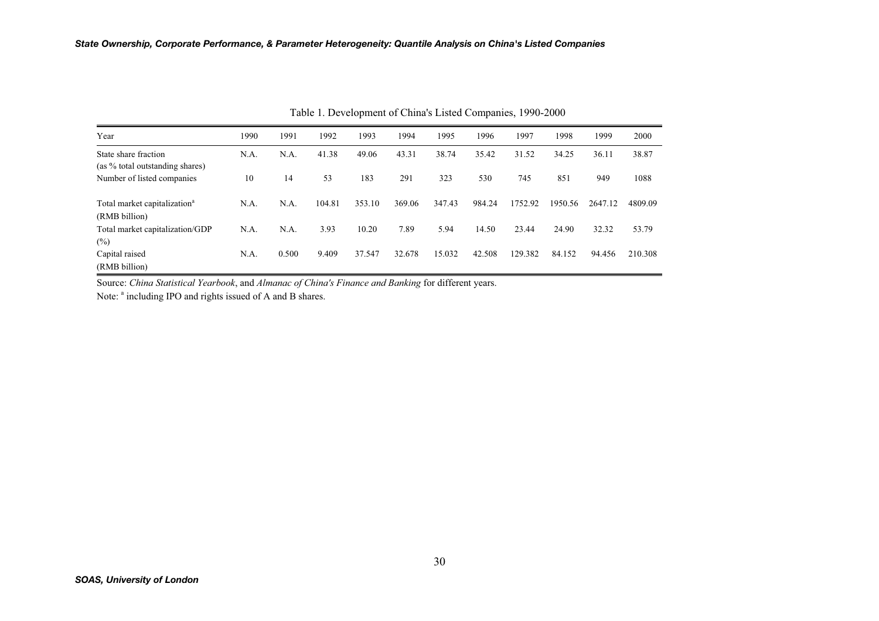Table 1. Development of China's Listed Companies, 1990-2000

| Year | 1990 | 1991 | 1992 | 1993 | 1994 | 1995 | 1996 | 1997 | 1998 | 1999 | 2000 |
|---|---|---|---|---|---|---|---|---|---|---|---|
| State share fraction (as % total outstanding shares) | N.A. | N.A. | 41.38 | 49.06 | 43.31 | 38.74 | 35.42 | 31.52 | 34.25 | 36.11 | 38.87 |
| Number of listed companies | 10 | 14 | 53 | 183 | 291 | 323 | 530 | 745 | 851 | 949 | 1088 |
| Total market capitalization[a] (RMB billion) | N.A. | N.A. | 104.81 | 353.10 | 369.06 | 347.43 | 984.24 | 1752.92 | 1950.56 | 2647.12 | 4809.09 |
| Total market capitalization/GDP (%) | N.A. | N.A. | 3.93 | 10.20 | 7.89 | 5.94 | 14.50 | 23.44 | 24.90 | 32.32 | 53.79 |
| Capital raised (RMB billion) | N.A. | 0.500 | 9.409 | 37.547 | 32.678 | 15.032 | 42.508 | 129.382 | 84.152 | 94.456 | 210.308 |

Source: *China Statistical Yearbook*, and *Almanac of China's Finance and Banking* for different years.

Note: [a] including IPO and rights issued of A and B shares.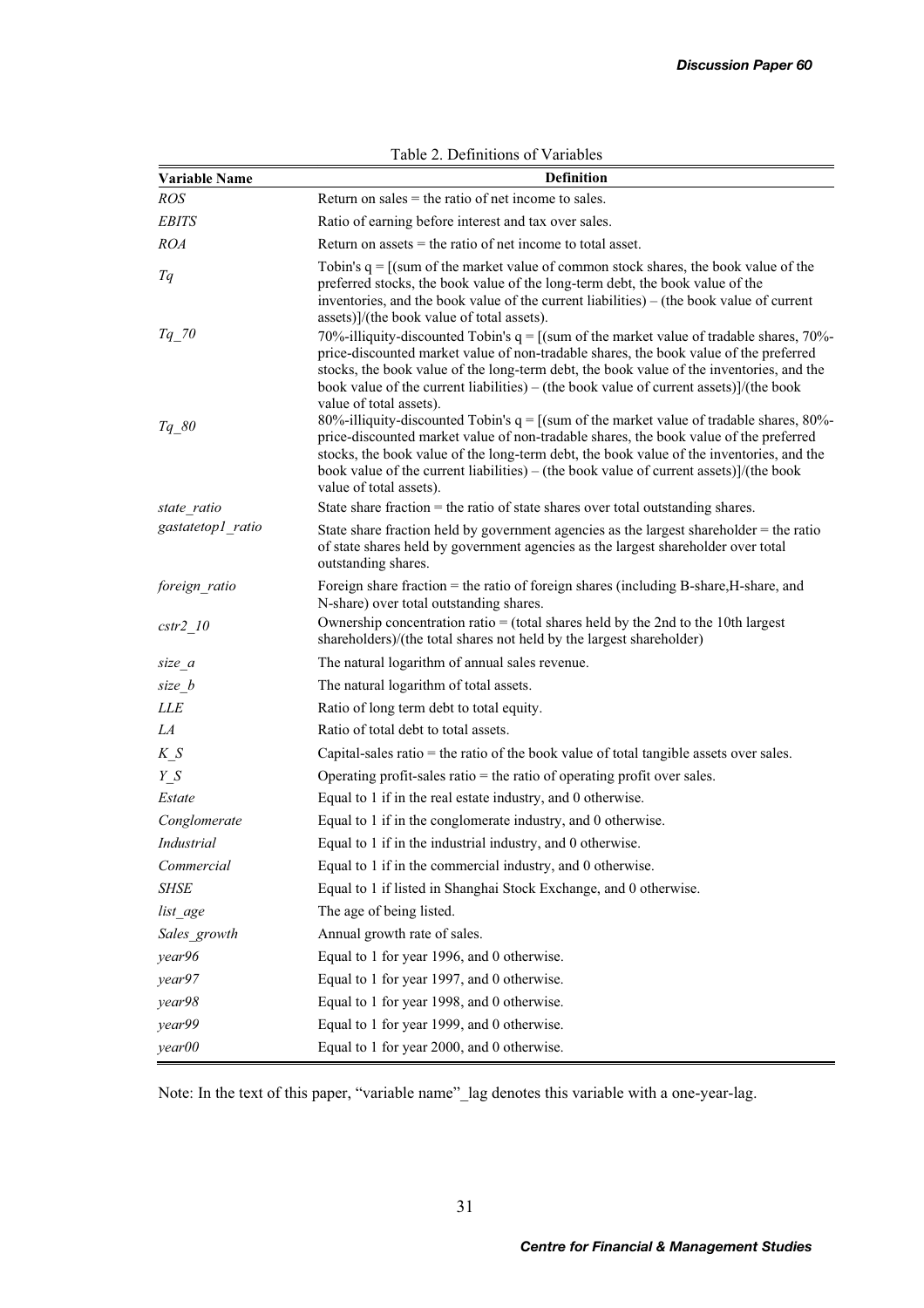Table 2. Definitions of Variables

| Variable Name | Definition |
|---|---|
| *ROS* | Return on sales = the ratio of net income to sales. |
| *EBITS* | Ratio of earning before interest and tax over sales. |
| *ROA* | Return on assets = the ratio of net income to total asset. |
| *Tq* | Tobin's q = [(sum of the market value of common stock shares, the book value of the preferred stocks, the book value of the long-term debt, the book value of the inventories, and the book value of the current liabilities) – (the book value of current assets)]/(the book value of total assets). |
| *Tq_70* | 70%-illiquity-discounted Tobin's q = [(sum of the market value of tradable shares, 70%-price-discounted market value of non-tradable shares, the book value of the preferred stocks, the book value of the long-term debt, the book value of the inventories, and the book value of the current liabilities) – (the book value of current assets)]/(the book value of total assets). |
| *Tq_80* | 80%-illiquity-discounted Tobin's q = [(sum of the market value of tradable shares, 80%-price-discounted market value of non-tradable shares, the book value of the preferred stocks, the book value of the long-term debt, the book value of the inventories, and the book value of the current liabilities) – (the book value of current assets)]/(the book value of total assets). |
| *state_ratio* | State share fraction = the ratio of state shares over total outstanding shares. |
| *gastatetop1_ratio* | State share fraction held by government agencies as the largest shareholder = the ratio of state shares held by government agencies as the largest shareholder over total outstanding shares. |
| *foreign_ratio* | Foreign share fraction = the ratio of foreign shares (including B-share,H-share, and N-share) over total outstanding shares. |
| *cstr2_10* | Ownership concentration ratio = (total shares held by the 2nd to the 10th largest shareholders)/(the total shares not held by the largest shareholder) |
| *size_a* | The natural logarithm of annual sales revenue. |
| *size_b* | The natural logarithm of total assets. |
| *LLE* | Ratio of long term debt to total equity. |
| *LA* | Ratio of total debt to total assets. |
| *K_S* | Capital-sales ratio = the ratio of the book value of total tangible assets over sales. |
| *Y_S* | Operating profit-sales ratio = the ratio of operating profit over sales. |
| *Estate* | Equal to 1 if in the real estate industry, and 0 otherwise. |
| *Conglomerate* | Equal to 1 if in the conglomerate industry, and 0 otherwise. |
| *Industrial* | Equal to 1 if in the industrial industry, and 0 otherwise. |
| *Commercial* | Equal to 1 if in the commercial industry, and 0 otherwise. |
| *SHSE* | Equal to 1 if listed in Shanghai Stock Exchange, and 0 otherwise. |
| *list_age* | The age of being listed. |
| *Sales_growth* | Annual growth rate of sales. |
| *year96* | Equal to 1 for year 1996, and 0 otherwise. |
| *year97* | Equal to 1 for year 1997, and 0 otherwise. |
| *year98* | Equal to 1 for year 1998, and 0 otherwise. |
| *year99* | Equal to 1 for year 1999, and 0 otherwise. |
| *year00* | Equal to 1 for year 2000, and 0 otherwise. |

Note: In the text of this paper, "variable name"_lag denotes this variable with a one-year-lag.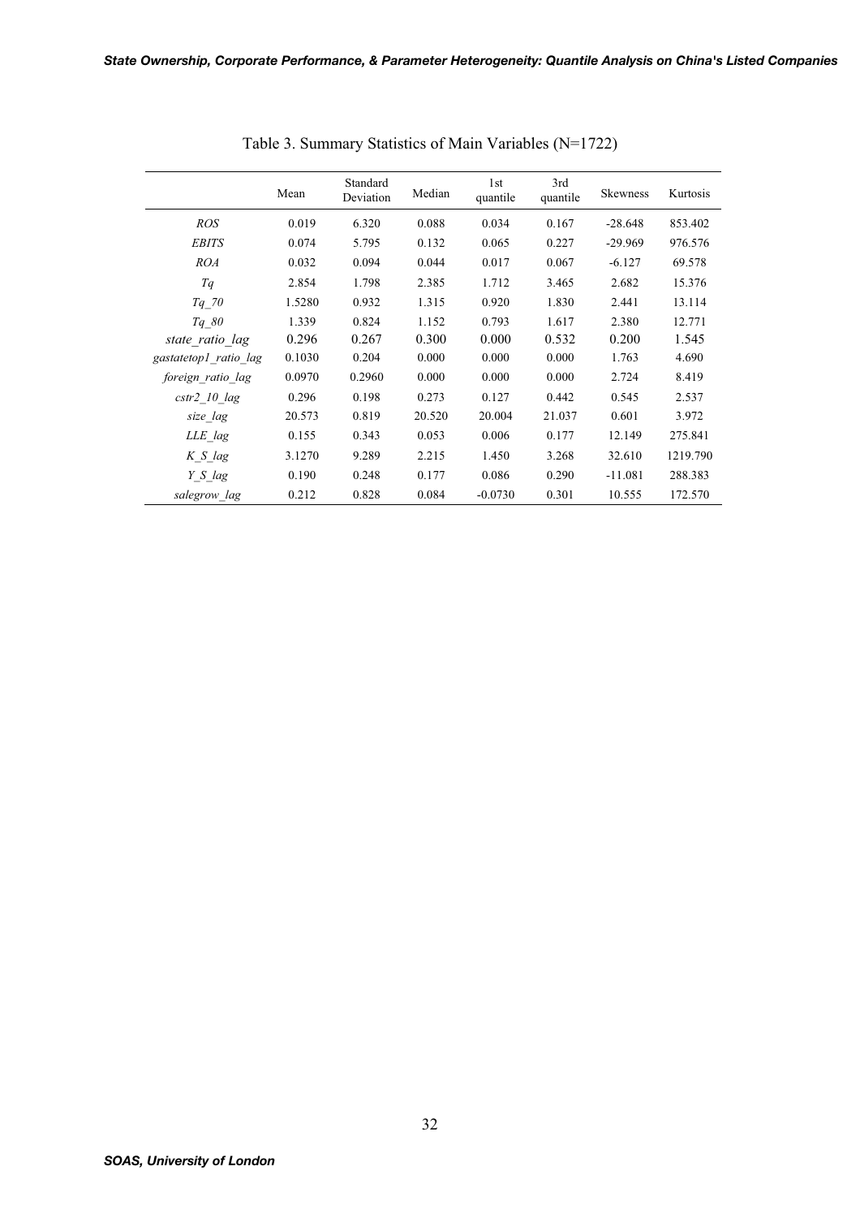Table 3. Summary Statistics of Main Variables (N=1722)

| | Mean | Standard Deviation | Median | 1st quantile | 3rd quantile | Skewness | Kurtosis |
|---|---|---|---|---|---|---|---|
| *ROS* | 0.019 | 6.320 | 0.088 | 0.034 | 0.167 | -28.648 | 853.402 |
| *EBITS* | 0.074 | 5.795 | 0.132 | 0.065 | 0.227 | -29.969 | 976.576 |
| *ROA* | 0.032 | 0.094 | 0.044 | 0.017 | 0.067 | -6.127 | 69.578 |
| *Tq* | 2.854 | 1.798 | 2.385 | 1.712 | 3.465 | 2.682 | 15.376 |
| *Tq_70* | 1.5280 | 0.932 | 1.315 | 0.920 | 1.830 | 2.441 | 13.114 |
| *Tq_80* | 1.339 | 0.824 | 1.152 | 0.793 | 1.617 | 2.380 | 12.771 |
| *state_ratio_lag* | 0.296 | 0.267 | 0.300 | 0.000 | 0.532 | 0.200 | 1.545 |
| *gastatetop1_ratio_lag* | 0.1030 | 0.204 | 0.000 | 0.000 | 0.000 | 1.763 | 4.690 |
| *foreign_ratio_lag* | 0.0970 | 0.2960 | 0.000 | 0.000 | 0.000 | 2.724 | 8.419 |
| *cstr2_10_lag* | 0.296 | 0.198 | 0.273 | 0.127 | 0.442 | 0.545 | 2.537 |
| *size_lag* | 20.573 | 0.819 | 20.520 | 20.004 | 21.037 | 0.601 | 3.972 |
| *LLE_lag* | 0.155 | 0.343 | 0.053 | 0.006 | 0.177 | 12.149 | 275.841 |
| *K_S_lag* | 3.1270 | 9.289 | 2.215 | 1.450 | 3.268 | 32.610 | 1219.790 |
| *Y_S_lag* | 0.190 | 0.248 | 0.177 | 0.086 | 0.290 | -11.081 | 288.383 |
| *salegrow_lag* | 0.212 | 0.828 | 0.084 | -0.0730 | 0.301 | 10.555 | 172.570 |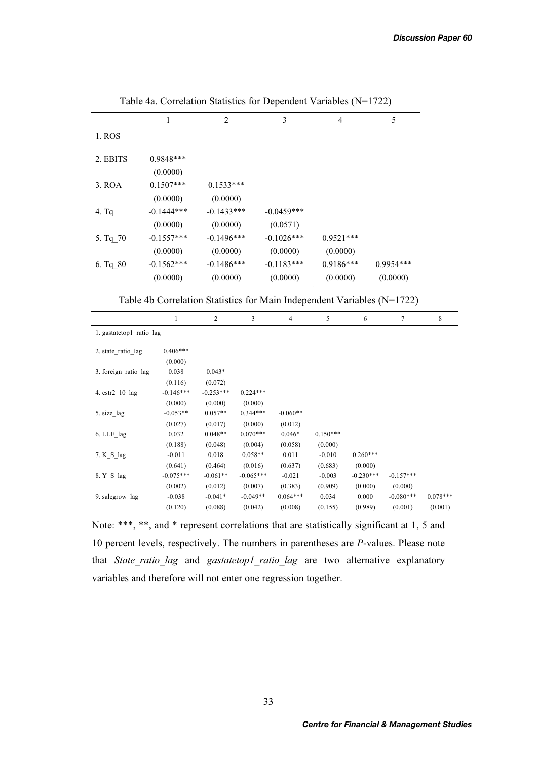Table 4a. Correlation Statistics for Dependent Variables (N=1722)

| | 1 | 2 | 3 | 4 | 5 |
|---|---|---|---|---|---|
| 1. ROS | | | | | |
| 2. EBITS | 0.9848*** | | | | |
| | (0.0000) | | | | |
| 3. ROA | 0.1507*** | 0.1533*** | | | |
| | (0.0000) | (0.0000) | | | |
| 4. Tq | -0.1444*** | -0.1433*** | -0.0459*** | | |
| | (0.0000) | (0.0000) | (0.0571) | | |
| 5. Tq_70 | -0.1557*** | -0.1496*** | -0.1026*** | 0.9521*** | |
| | (0.0000) | (0.0000) | (0.0000) | (0.0000) | |
| 6. Tq_80 | -0.1562*** | -0.1486*** | -0.1183*** | 0.9186*** | 0.9954*** |
| | (0.0000) | (0.0000) | (0.0000) | (0.0000) | (0.0000) |

Table 4b Correlation Statistics for Main Independent Variables (N=1722)

| | 1 | 2 | 3 | 4 | 5 | 6 | 7 | 8 |
|---|---|---|---|---|---|---|---|---|
| 1. gastatetop1_ratio_lag | | | | | | | | |
| 2. state_ratio_lag | 0.406*** | | | | | | | |
| | (0.000) | | | | | | | |
| 3. foreign_ratio_lag | 0.038 | 0.043* | | | | | | |
| | (0.116) | (0.072) | | | | | | |
| 4. cstr2_10_lag | -0.146*** | -0.253*** | 0.224*** | | | | | |
| | (0.000) | (0.000) | (0.000) | | | | | |
| 5. size_lag | -0.053** | 0.057** | 0.344*** | -0.060** | | | | |
| | (0.027) | (0.017) | (0.000) | (0.012) | | | | |
| 6. LLE_lag | 0.032 | 0.048** | 0.070*** | 0.046* | 0.150*** | | | |
| | (0.188) | (0.048) | (0.004) | (0.058) | (0.000) | | | |
| 7. K_S_lag | -0.011 | 0.018 | 0.058** | 0.011 | -0.010 | 0.260*** | | |
| | (0.641) | (0.464) | (0.016) | (0.637) | (0.683) | (0.000) | | |
| 8. Y_S_lag | -0.075*** | -0.061** | -0.065*** | -0.021 | -0.003 | -0.230*** | -0.157*** | |
| | (0.002) | (0.012) | (0.007) | (0.383) | (0.909) | (0.000) | (0.000) | |
| 9. salegrow_lag | -0.038 | -0.041* | -0.049** | 0.064*** | 0.034 | 0.000 | -0.080*** | 0.078*** |
| | (0.120) | (0.088) | (0.042) | (0.008) | (0.155) | (0.989) | (0.001) | (0.001) |

Note: ***, **, and * represent correlations that are statistically significant at 1, 5 and 10 percent levels, respectively. The numbers in parentheses are *P*-values. Please note that *State_ratio_lag* and *gastatetop1_ratio_lag* are two alternative explanatory variables and therefore will not enter one regression together.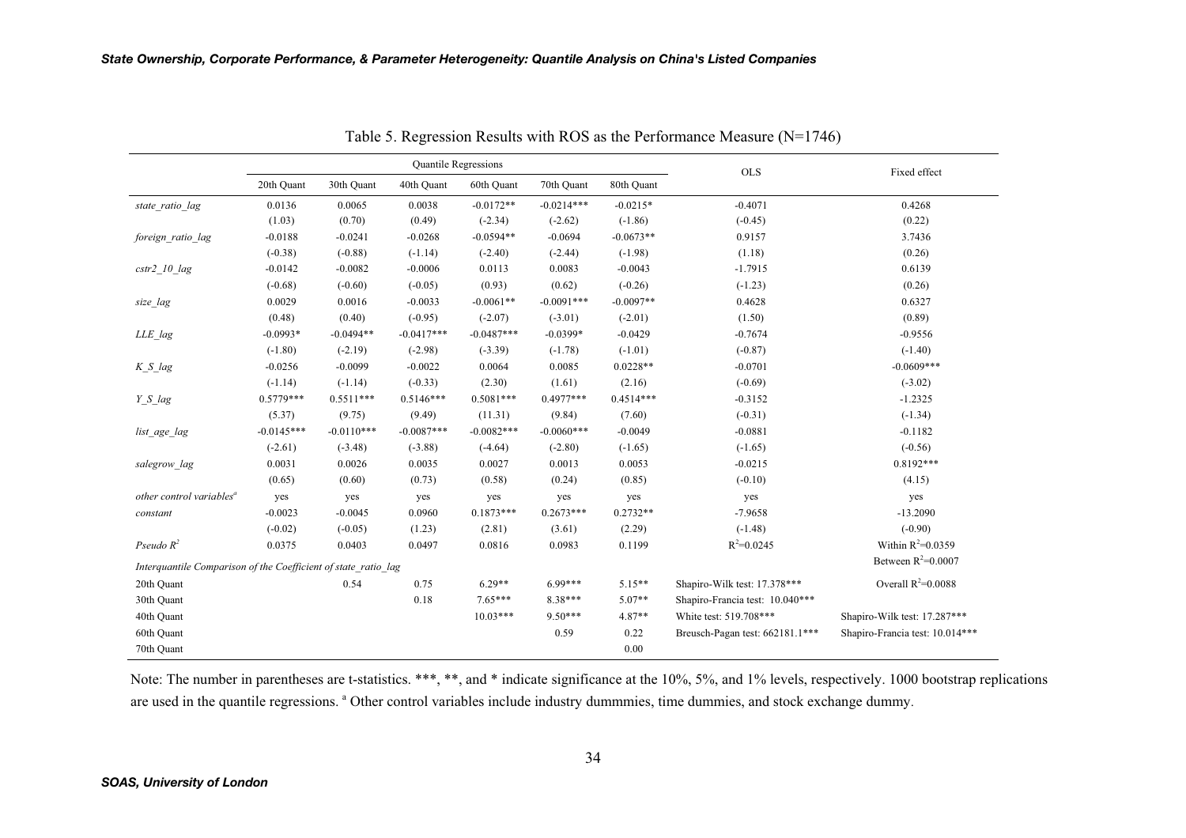Table 5. Regression Results with ROS as the Performance Measure (N=1746)

| | Quantile Regressions | | | | | | OLS | Fixed effect |
|---|---|---|---|---|---|---|---|---|
| | 20th Quant | 30th Quant | 40th Quant | 60th Quant | 70th Quant | 80th Quant | | |
| *state_ratio_lag* | 0.0136 | 0.0065 | 0.0038 | -0.0172** | -0.0214*** | -0.0215* | -0.4071 | 0.4268 |
| | (1.03) | (0.70) | (0.49) | (-2.34) | (-2.62) | (-1.86) | (-0.45) | (0.22) |
| *foreign_ratio_lag* | -0.0188 | -0.0241 | -0.0268 | -0.0594** | -0.0694 | -0.0673** | 0.9157 | 3.7436 |
| | (-0.38) | (-0.88) | (-1.14) | (-2.40) | (-2.44) | (-1.98) | (1.18) | (0.26) |
| *cstr2_10_lag* | -0.0142 | -0.0082 | -0.0006 | 0.0113 | 0.0083 | -0.0043 | -1.7915 | 0.6139 |
| | (-0.68) | (-0.60) | (-0.05) | (0.93) | (0.62) | (-0.26) | (-1.23) | (0.26) |
| *size_lag* | 0.0029 | 0.0016 | -0.0033 | -0.0061** | -0.0091*** | -0.0097** | 0.4628 | 0.6327 |
| | (0.48) | (0.40) | (-0.95) | (-2.07) | (-3.01) | (-2.01) | (1.50) | (0.89) |
| *LLE_lag* | -0.0993* | -0.0494** | -0.0417*** | -0.0487*** | -0.0399* | -0.0429 | -0.7674 | -0.9556 |
| | (-1.80) | (-2.19) | (-2.98) | (-3.39) | (-1.78) | (-1.01) | (-0.87) | (-1.40) |
| *K_S_lag* | -0.0256 | -0.0099 | -0.0022 | 0.0064 | 0.0085 | 0.0228** | -0.0701 | -0.0609*** |
| | (-1.14) | (-1.14) | (-0.33) | (2.30) | (1.61) | (2.16) | (-0.69) | (-3.02) |
| *Y_S_lag* | 0.5779*** | 0.5511*** | 0.5146*** | 0.5081*** | 0.4977*** | 0.4514*** | -0.3152 | -1.2325 |
| | (5.37) | (9.75) | (9.49) | (11.31) | (9.84) | (7.60) | (-0.31) | (-1.34) |
| *list_age_lag* | -0.0145*** | -0.0110*** | -0.0087*** | -0.0082*** | -0.0060*** | -0.0049 | -0.0881 | -0.1182 |
| | (-2.61) | (-3.48) | (-3.88) | (-4.64) | (-2.80) | (-1.65) | (-1.65) | (-0.56) |
| *salegrow_lag* | 0.0031 | 0.0026 | 0.0035 | 0.0027 | 0.0013 | 0.0053 | -0.0215 | 0.8192*** |
| | (0.65) | (0.60) | (0.73) | (0.58) | (0.24) | (0.85) | (-0.10) | (4.15) |
| *other control variables*[a] | yes | yes | yes | yes | yes | yes | yes | yes |
| *constant* | -0.0023 | -0.0045 | 0.0960 | 0.1873*** | 0.2673*** | 0.2732** | -7.9658 | -13.2090 |
| | (-0.02) | (-0.05) | (1.23) | (2.81) | (3.61) | (2.29) | (-1.48) | (-0.90) |
| *Pseudo $R^2$* | 0.0375 | 0.0403 | 0.0497 | 0.0816 | 0.0983 | 0.1199 | $R^2$=0.0245 | Within $R^2$=0.0359 |
| *Interquantile Comparison of the Coefficient of state_ratio_lag* | | | | | | | | Between $R^2$=0.0007 |
| 20th Quant | | 0.54 | 0.75 | 6.29** | 6.99*** | 5.15** | Shapiro-Wilk test: 17.378*** | Overall $R^2$=0.0088 |
| 30th Quant | | | 0.18 | 7.65*** | 8.38*** | 5.07** | Shapiro-Francia test: 10.040*** | |
| 40th Quant | | | | 10.03*** | 9.50*** | 4.87** | White test: 519.708*** | Shapiro-Wilk test: 17.287*** |
| 60th Quant | | | | | 0.59 | 0.22 | Breusch-Pagan test: 662181.1*** | Shapiro-Francia test: 10.014*** |
| 70th Quant | | | | | | 0.00 | | |

Note: The number in parentheses are t-statistics. ***, **, and * indicate significance at the 10%, 5%, and 1% levels, respectively. 1000 bootstrap replications are used in the quantile regressions. [a] Other control variables include industry dummmies, time dummies, and stock exchange dummy.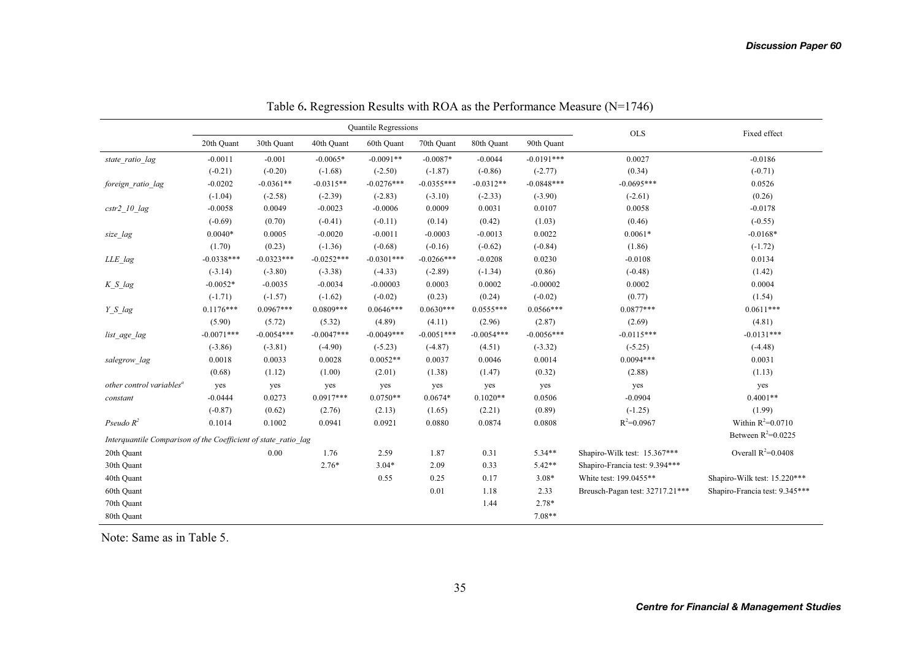Table 6**.** Regression Results with ROA as the Performance Measure (N=1746)

| | Quantile Regressions | | | | | | | OLS | Fixed effect |
|---|---|---|---|---|---|---|---|---|---|
| | 20th Quant | 30th Quant | 40th Quant | 60th Quant | 70th Quant | 80th Quant | 90th Quant | | |
| *state_ratio_lag* | -0.0011 | -0.001 | -0.0065* | -0.0091** | -0.0087* | -0.0044 | -0.0191*** | 0.0027 | -0.0186 |
| | (-0.21) | (-0.20) | (-1.68) | (-2.50) | (-1.87) | (-0.86) | (-2.77) | (0.34) | (-0.71) |
| *foreign_ratio_lag* | -0.0202 | -0.0361** | -0.0315** | -0.0276*** | -0.0355*** | -0.0312** | -0.0848*** | -0.0695*** | 0.0526 |
| | (-1.04) | (-2.58) | (-2.39) | (-2.83) | (-3.10) | (-2.33) | (-3.90) | (-2.61) | (0.26) |
| *cstr2_10_lag* | -0.0058 | 0.0049 | -0.0023 | -0.0006 | 0.0009 | 0.0031 | 0.0107 | 0.0058 | -0.0178 |
| | (-0.69) | (0.70) | (-0.41) | (-0.11) | (0.14) | (0.42) | (1.03) | (0.46) | (-0.55) |
| *size_lag* | 0.0040* | 0.0005 | -0.0020 | -0.0011 | -0.0003 | -0.0013 | 0.0022 | 0.0061* | -0.0168* |
| | (1.70) | (0.23) | (-1.36) | (-0.68) | (-0.16) | (-0.62) | (-0.84) | (1.86) | (-1.72) |
| *LLE_lag* | -0.0338*** | -0.0323*** | -0.0252*** | -0.0301*** | -0.0266*** | -0.0208 | 0.0230 | -0.0108 | 0.0134 |
| | (-3.14) | (-3.80) | (-3.38) | (-4.33) | (-2.89) | (-1.34) | (0.86) | (-0.48) | (1.42) |
| *K_S_lag* | -0.0052* | -0.0035 | -0.0034 | -0.00003 | 0.0003 | 0.0002 | -0.00002 | 0.0002 | 0.0004 |
| | (-1.71) | (-1.57) | (-1.62) | (-0.02) | (0.23) | (0.24) | (-0.02) | (0.77) | (1.54) |
| *Y_S_lag* | 0.1176*** | 0.0967*** | 0.0809*** | 0.0646*** | 0.0630*** | 0.0555*** | 0.0566*** | 0.0877*** | 0.0611*** |
| | (5.90) | (5.72) | (5.32) | (4.89) | (4.11) | (2.96) | (2.87) | (2.69) | (4.81) |
| *list_age_lag* | -0.0071*** | -0.0054*** | -0.0047*** | -0.0049*** | -0.0051*** | -0.0054*** | -0.0056*** | -0.0115*** | -0.0131*** |
| | (-3.86) | (-3.81) | (-4.90) | (-5.23) | (-4.87) | (4.51) | (-3.32) | (-5.25) | (-4.48) |
| *salegrow_lag* | 0.0018 | 0.0033 | 0.0028 | 0.0052** | 0.0037 | 0.0046 | 0.0014 | 0.0094*** | 0.0031 |
| | (0.68) | (1.12) | (1.00) | (2.01) | (1.38) | (1.47) | (0.32) | (2.88) | (1.13) |
| *other control variables*[a] | yes | yes | yes | yes | yes | yes | yes | yes | yes |
| *constant* | -0.0444 | 0.0273 | 0.0917*** | 0.0750** | 0.0674* | 0.1020** | 0.0506 | -0.0904 | 0.4001** |
| | (-0.87) | (0.62) | (2.76) | (2.13) | (1.65) | (2.21) | (0.89) | (-1.25) | (1.99) |
| *Pseudo $R^2$* | 0.1014 | 0.1002 | 0.0941 | 0.0921 | 0.0880 | 0.0874 | 0.0808 | $R^2$=0.0967 | Within $R^2$=0.0710 |
| *Interquantile Comparison of the Coefficient of state_ratio_lag* | | | | | | | | | Between $R^2$=0.0225 |
| 20th Quant | | 0.00 | 1.76 | 2.59 | 1.87 | 0.31 | 5.34** | Shapiro-Wilk test: 15.367*** | Overall $R^2$=0.0408 |
| 30th Quant | | | 2.76* | 3.04* | 2.09 | 0.33 | 5.42** | Shapiro-Francia test: 9.394*** | |
| 40th Quant | | | | 0.55 | 0.25 | 0.17 | 3.08* | White test: 199.0455** | Shapiro-Wilk test: 15.220*** |
| 60th Quant | | | | | 0.01 | 1.18 | 2.33 | Breusch-Pagan test: 32717.21*** | Shapiro-Francia test: 9.345*** |
| 70th Quant | | | | | | 1.44 | 2.78* | | |
| 80th Quant | | | | | | | 7.08** | | |

Note: Same as in Table 5.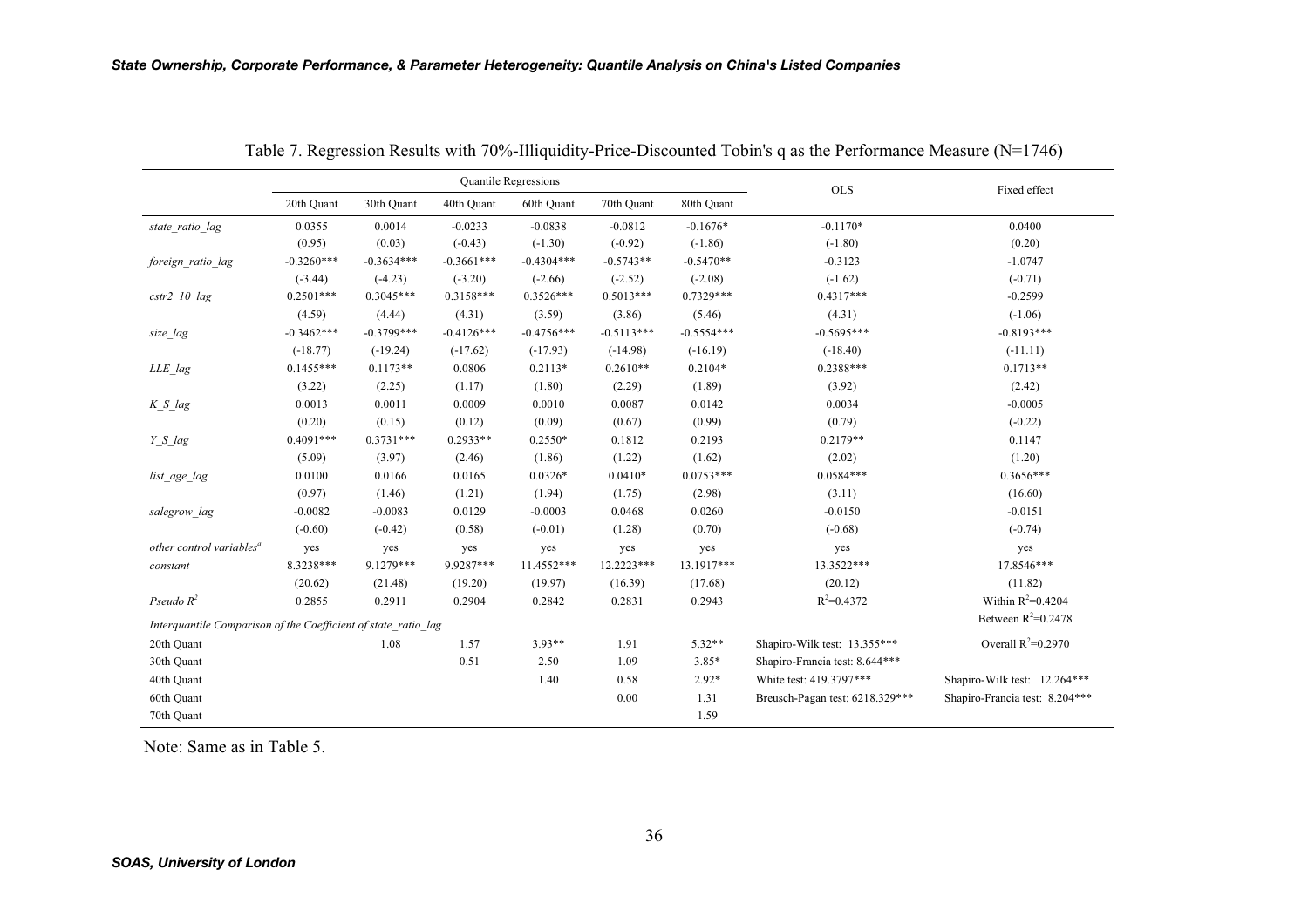Table 7. Regression Results with 70%-Illiquidity-Price-Discounted Tobin's q as the Performance Measure (N=1746)

| | Quantile Regressions | | | | | | OLS | Fixed effect |
|---|---|---|---|---|---|---|---|---|
| | 20th Quant | 30th Quant | 40th Quant | 60th Quant | 70th Quant | 80th Quant | | |
| *state_ratio_lag* | 0.0355 | 0.0014 | -0.0233 | -0.0838 | -0.0812 | -0.1676* | -0.1170* | 0.0400 |
| | (0.95) | (0.03) | (-0.43) | (-1.30) | (-0.92) | (-1.86) | (-1.80) | (0.20) |
| *foreign_ratio_lag* | -0.3260*** | -0.3634*** | -0.3661*** | -0.4304*** | -0.5743** | -0.5470** | -0.3123 | -1.0747 |
| | (-3.44) | (-4.23) | (-3.20) | (-2.66) | (-2.52) | (-2.08) | (-1.62) | (-0.71) |
| *cstr2_10_lag* | 0.2501*** | 0.3045*** | 0.3158*** | 0.3526*** | 0.5013*** | 0.7329*** | 0.4317*** | -0.2599 |
| | (4.59) | (4.44) | (4.31) | (3.59) | (3.86) | (5.46) | (4.31) | (-1.06) |
| *size_lag* | -0.3462*** | -0.3799*** | -0.4126*** | -0.4756*** | -0.5113*** | -0.5554*** | -0.5695*** | -0.8193*** |
| | (-18.77) | (-19.24) | (-17.62) | (-17.93) | (-14.98) | (-16.19) | (-18.40) | (-11.11) |
| *LLE_lag* | 0.1455*** | 0.1173** | 0.0806 | 0.2113* | 0.2610** | 0.2104* | 0.2388*** | 0.1713** |
| | (3.22) | (2.25) | (1.17) | (1.80) | (2.29) | (1.89) | (3.92) | (2.42) |
| *K_S_lag* | 0.0013 | 0.0011 | 0.0009 | 0.0010 | 0.0087 | 0.0142 | 0.0034 | -0.0005 |
| | (0.20) | (0.15) | (0.12) | (0.09) | (0.67) | (0.99) | (0.79) | (-0.22) |
| *Y_S_lag* | 0.4091*** | 0.3731*** | 0.2933** | 0.2550* | 0.1812 | 0.2193 | 0.2179** | 0.1147 |
| | (5.09) | (3.97) | (2.46) | (1.86) | (1.22) | (1.62) | (2.02) | (1.20) |
| *list_age_lag* | 0.0100 | 0.0166 | 0.0165 | 0.0326* | 0.0410* | 0.0753*** | 0.0584*** | 0.3656*** |
| | (0.97) | (1.46) | (1.21) | (1.94) | (1.75) | (2.98) | (3.11) | (16.60) |
| *salegrow_lag* | -0.0082 | -0.0083 | 0.0129 | -0.0003 | 0.0468 | 0.0260 | -0.0150 | -0.0151 |
| | (-0.60) | (-0.42) | (0.58) | (-0.01) | (1.28) | (0.70) | (-0.68) | (-0.74) |
| *other control variables*[a] | yes | yes | yes | yes | yes | yes | yes | yes |
| *constant* | 8.3238*** | 9.1279*** | 9.9287*** | 11.4552*** | 12.2223*** | 13.1917*** | 13.3522*** | 17.8546*** |
| | (20.62) | (21.48) | (19.20) | (19.97) | (16.39) | (17.68) | (20.12) | (11.82) |
| *Pseudo* $R^2$ | 0.2855 | 0.2911 | 0.2904 | 0.2842 | 0.2831 | 0.2943 | $R^2$=0.4372 | Within $R^2$=0.4204 |
| *Interquantile Comparison of the Coefficient of state_ratio_lag* | | | | | | | | Between $R^2$=0.2478 |
| 20th Quant | | 1.08 | 1.57 | 3.93** | 1.91 | 5.32** | Shapiro-Wilk test: 13.355*** | Overall $R^2$=0.2970 |
| 30th Quant | | | 0.51 | 2.50 | 1.09 | 3.85* | Shapiro-Francia test: 8.644*** | |
| 40th Quant | | | | 1.40 | 0.58 | 2.92* | White test: 419.3797*** | Shapiro-Wilk test: 12.264*** |
| 60th Quant | | | | | 0.00 | 1.31 | Breusch-Pagan test: 6218.329*** | Shapiro-Francia test: 8.204*** |
| 70th Quant | | | | | | 1.59 | | |

Note: Same as in Table 5.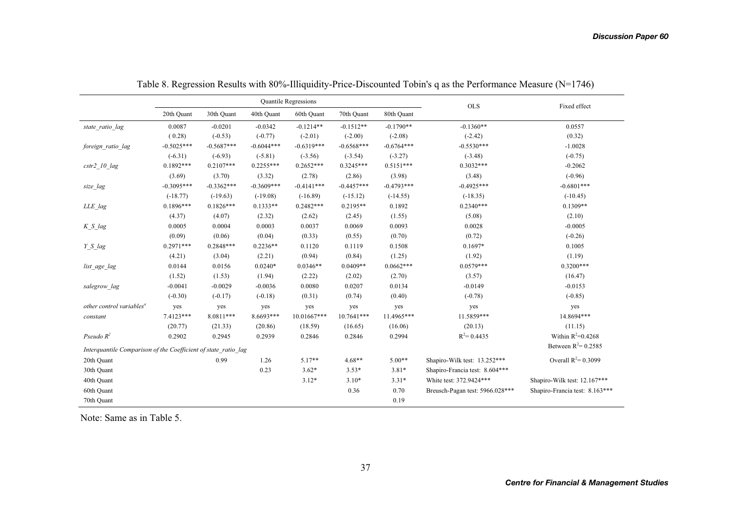Table 8. Regression Results with 80%-Illiquidity-Price-Discounted Tobin's q as the Performance Measure (N=1746)

| | Quantile Regressions | | | | | | OLS | Fixed effect |
|---|---|---|---|---|---|---|---|---|
| | 20th Quant | 30th Quant | 40th Quant | 60th Quant | 70th Quant | 80th Quant | | |
| *state_ratio_lag* | 0.0087 | -0.0201 | -0.0342 | -0.1214** | -0.1512** | -0.1790** | -0.1360** | 0.0557 |
| | ( 0.28) | (-0.53) | (-0.77) | (-2.01) | (-2.00) | (-2.08) | (-2.42) | (0.32) |
| *foreign_ratio_lag* | -0.5025*** | -0.5687*** | -0.6044*** | -0.6319*** | -0.6568*** | -0.6764*** | -0.5530*** | -1.0028 |
| | (-6.31) | (-6.93) | (-5.81) | (-3.56) | (-3.54) | (-3.27) | (-3.48) | (-0.75) |
| *cstr2_10_lag* | 0.1892*** | 0.2107*** | 0.2255*** | 0.2652*** | 0.3245*** | 0.5151*** | 0.3032*** | -0.2062 |
| | (3.69) | (3.70) | (3.32) | (2.78) | (2.86) | (3.98) | (3.48) | (-0.96) |
| *size_lag* | -0.3095*** | -0.3362*** | -0.3609*** | -0.4141*** | -0.4457*** | -0.4793*** | -0.4925*** | -0.6801*** |
| | (-18.77) | (-19.63) | (-19.08) | (-16.89) | (-15.12) | (-14.55) | (-18.35) | (-10.45) |
| *LLE_lag* | 0.1896*** | 0.1826*** | 0.1333** | 0.2482*** | 0.2195** | 0.1892 | 0.2340*** | 0.1309** |
| | (4.37) | (4.07) | (2.32) | (2.62) | (2.45) | (1.55) | (5.08) | (2.10) |
| *K_S_lag* | 0.0005 | 0.0004 | 0.0003 | 0.0037 | 0.0069 | 0.0093 | 0.0028 | -0.0005 |
| | (0.09) | (0.06) | (0.04) | (0.33) | (0.55) | (0.70) | (0.72) | (-0.26) |
| *Y_S_lag* | 0.2971*** | 0.2848*** | 0.2236** | 0.1120 | 0.1119 | 0.1508 | 0.1697* | 0.1005 |
| | (4.21) | (3.04) | (2.21) | (0.94) | (0.84) | (1.25) | (1.92) | (1.19) |
| *list_age_lag* | 0.0144 | 0.0156 | 0.0240* | 0.0346** | 0.0409** | 0.0662*** | 0.0579*** | 0.3200*** |
| | (1.52) | (1.53) | (1.94) | (2.22) | (2.02) | (2.70) | (3.57) | (16.47) |
| *salegrow_lag* | -0.0041 | -0.0029 | -0.0036 | 0.0080 | 0.0207 | 0.0134 | -0.0149 | -0.0153 |
| | (-0.30) | (-0.17) | (-0.18) | (0.31) | (0.74) | (0.40) | (-0.78) | (-0.85) |
| *other control variables*[a] | yes | yes | yes | yes | yes | yes | yes | yes |
| *constant* | 7.4123*** | 8.0811*** | 8.6693*** | 10.01667*** | 10.7641*** | 11.4965*** | 11.5859*** | 14.8694*** |
| | (20.77) | (21.33) | (20.86) | (18.59) | (16.65) | (16.06) | (20.13) | (11.15) |
| *Pseudo* $R^2$ | 0.2902 | 0.2945 | 0.2939 | 0.2846 | 0.2846 | 0.2994 | $R^2$= 0.4435 | Within $R^2$=0.4268 |
| *Interquantile Comparison of the Coefficient of state_ratio_lag* | | | | | | | | Between $R^2$= 0.2585 |
| 20th Quant | | 0.99 | 1.26 | 5.17** | 4.68** | 5.00** | Shapiro-Wilk test: 13.252*** | Overall $R^2$= 0.3099 |
| 30th Quant | | | 0.23 | 3.62* | 3.53* | 3.81* | Shapiro-Francia test: 8.604*** | |
| 40th Quant | | | | 3.12* | 3.10* | 3.31* | White test: 372.9424*** | Shapiro-Wilk test: 12.167*** |
| 60th Quant | | | | | 0.36 | 0.70 | Breusch-Pagan test: 5966.028*** | Shapiro-Francia test: 8.163*** |
| 70th Quant | | | | | | 0.19 | | |

Note: Same as in Table 5.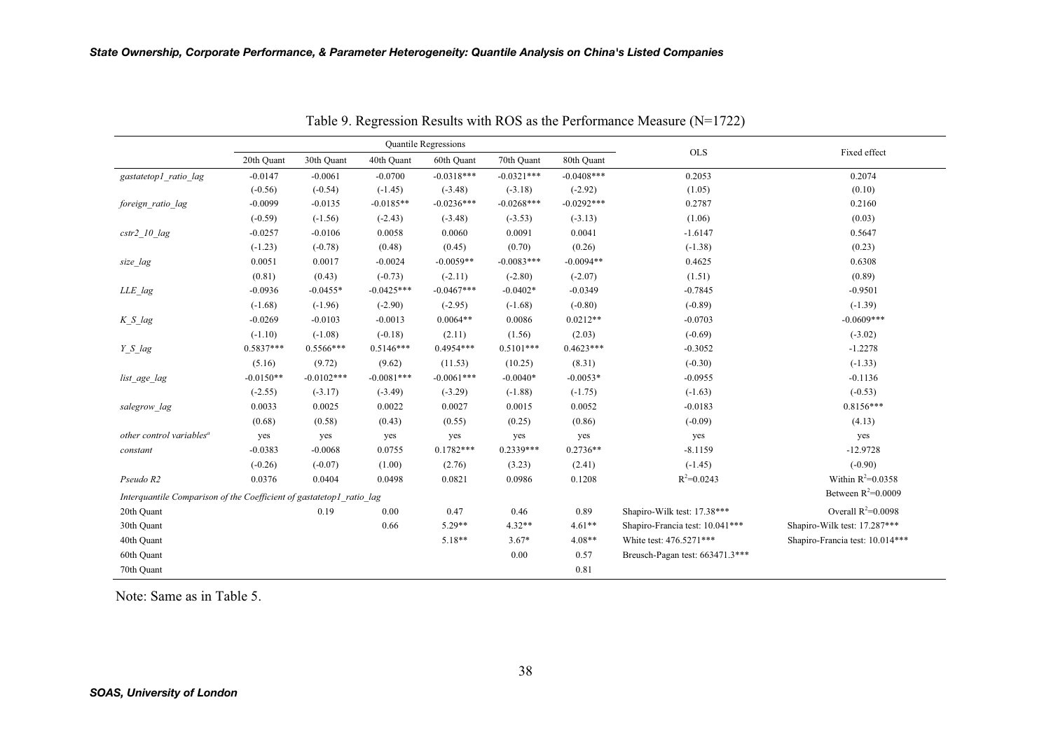Table 9. Regression Results with ROS as the Performance Measure (N=1722)

| | Quantile Regressions | | | | | | OLS | Fixed effect |
|---|---|---|---|---|---|---|---|---|
| | 20th Quant | 30th Quant | 40th Quant | 60th Quant | 70th Quant | 80th Quant | | |
| *gastatetop1_ratio_lag* | -0.0147 | -0.0061 | -0.0700 | -0.0318*** | -0.0321*** | -0.0408*** | 0.2053 | 0.2074 |
| | (-0.56) | (-0.54) | (-1.45) | (-3.48) | (-3.18) | (-2.92) | (1.05) | (0.10) |
| *foreign_ratio_lag* | -0.0099 | -0.0135 | -0.0185** | -0.0236*** | -0.0268*** | -0.0292*** | 0.2787 | 0.2160 |
| | (-0.59) | (-1.56) | (-2.43) | (-3.48) | (-3.53) | (-3.13) | (1.06) | (0.03) |
| *cstr2_10_lag* | -0.0257 | -0.0106 | 0.0058 | 0.0060 | 0.0091 | 0.0041 | -1.6147 | 0.5647 |
| | (-1.23) | (-0.78) | (0.48) | (0.45) | (0.70) | (0.26) | (-1.38) | (0.23) |
| *size_lag* | 0.0051 | 0.0017 | -0.0024 | -0.0059** | -0.0083*** | -0.0094** | 0.4625 | 0.6308 |
| | (0.81) | (0.43) | (-0.73) | (-2.11) | (-2.80) | (-2.07) | (1.51) | (0.89) |
| *LLE_lag* | -0.0936 | -0.0455* | -0.0425*** | -0.0467*** | -0.0402* | -0.0349 | -0.7845 | -0.9501 |
| | (-1.68) | (-1.96) | (-2.90) | (-2.95) | (-1.68) | (-0.80) | (-0.89) | (-1.39) |
| *K_S_lag* | -0.0269 | -0.0103 | -0.0013 | 0.0064** | 0.0086 | 0.0212** | -0.0703 | -0.0609*** |
| | (-1.10) | (-1.08) | (-0.18) | (2.11) | (1.56) | (2.03) | (-0.69) | (-3.02) |
| *Y_S_lag* | 0.5837*** | 0.5566*** | 0.5146*** | 0.4954*** | 0.5101*** | 0.4623*** | -0.3052 | -1.2278 |
| | (5.16) | (9.72) | (9.62) | (11.53) | (10.25) | (8.31) | (-0.30) | (-1.33) |
| *list_age_lag* | -0.0150** | -0.0102*** | -0.0081*** | -0.0061*** | -0.0040* | -0.0053* | -0.0955 | -0.1136 |
| | (-2.55) | (-3.17) | (-3.49) | (-3.29) | (-1.88) | (-1.75) | (-1.63) | (-0.53) |
| *salegrow_lag* | 0.0033 | 0.0025 | 0.0022 | 0.0027 | 0.0015 | 0.0052 | -0.0183 | 0.8156*** |
| | (0.68) | (0.58) | (0.43) | (0.55) | (0.25) | (0.86) | (-0.09) | (4.13) |
| *other control variables*[a] | yes | yes | yes | yes | yes | yes | yes | yes |
| *constant* | -0.0383 | -0.0068 | 0.0755 | 0.1782*** | 0.2339*** | 0.2736** | -8.1159 | -12.9728 |
| | (-0.26) | (-0.07) | (1.00) | (2.76) | (3.23) | (2.41) | (-1.45) | (-0.90) |
| *Pseudo R2* | 0.0376 | 0.0404 | 0.0498 | 0.0821 | 0.0986 | 0.1208 | $R^2$=0.0243 | Within $R^2$=0.0358 |
| *Interquantile Comparison of the Coefficient of gastatetop1_ratio_lag* | | | | | | | | Between $R^2$=0.0009 |
| 20th Quant | | 0.19 | 0.00 | 0.47 | 0.46 | 0.89 | Shapiro-Wilk test: 17.38*** | Overall $R^2$=0.0098 |
| 30th Quant | | | 0.66 | 5.29** | 4.32** | 4.61** | Shapiro-Francia test: 10.041*** | Shapiro-Wilk test: 17.287*** |
| 40th Quant | | | | 5.18** | 3.67* | 4.08** | White test: 476.5271*** | Shapiro-Francia test: 10.014*** |
| 60th Quant | | | | | 0.00 | 0.57 | Breusch-Pagan test: 663471.3*** | |
| 70th Quant | | | | | | 0.81 | | |

Note: Same as in Table 5.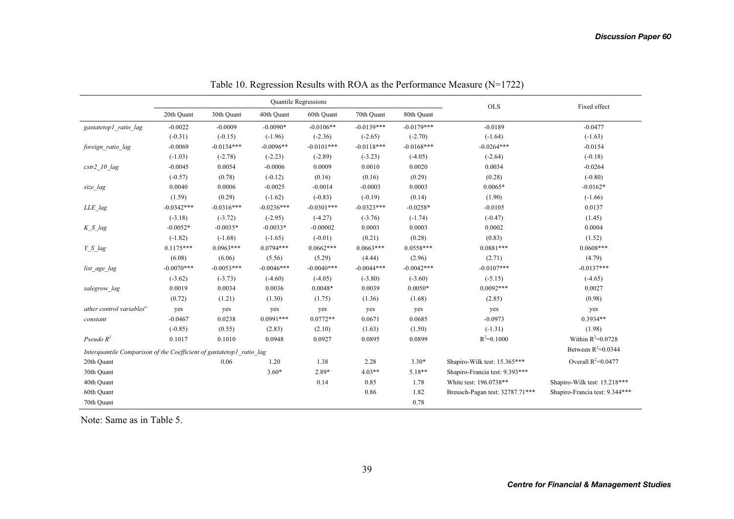Table 10. Regression Results with ROA as the Performance Measure (N=1722)

| | Quantile Regressions | | | | | | OLS | Fixed effect |
|---|---|---|---|---|---|---|---|---|
| | 20th Quant | 30th Quant | 40th Quant | 60th Quant | 70th Quant | 80th Quant | | |
| *gastatetop1_ratio_lag* | -0.0022 | -0.0009 | -0.0090* | -0.0106** | -0.0139*** | -0.0179*** | -0.0189 | -0.0477 |
| | (-0.31) | (-0.15) | (-1.96) | (-2.36) | (-2.65) | (-2.70) | (-1.64) | (-1.63) |
| *foreign_ratio_lag* | -0.0069 | -0.0134*** | -0.0096** | -0.0101*** | -0.0118*** | -0.0168*** | -0.0264*** | -0.0154 |
| | (-1.03) | (-2.78) | (-2.23) | (-2.89) | (-3.23) | (-4.05) | (-2.64) | (-0.18) |
| *cstr2_10_lag* | -0.0045 | 0.0054 | -0.0006 | 0.0009 | 0.0010 | 0.0020 | 0.0034 | -0.0264 |
| | (-0.57) | (0.78) | (-0.12) | (0.16) | (0.16) | (0.29) | (0.28) | (-0.80) |
| *size_lag* | 0.0040 | 0.0006 | -0.0025 | -0.0014 | -0.0003 | 0.0003 | 0.0065* | -0.0162* |
| | (1.59) | (0.29) | (-1.62) | (-0.83) | (-0.19) | (0.14) | (1.90) | (-1.66) |
| *LLE_lag* | -0.0342*** | -0.0316*** | -0.0236*** | -0.0301*** | -0.0323*** | -0.0258* | -0.0105 | 0.0137 |
| | (-3.18) | (-3.72) | (-2.95) | (-4.27) | (-3.76) | (-1.74) | (-0.47) | (1.45) |
| *K_S_lag* | -0.0052* | -0.0035* | -0.0033* | -0.00002 | 0.0003 | 0.0003 | 0.0002 | 0.0004 |
| | (-1.82) | (-1.68) | (-1.65) | (-0.01) | (0.21) | (0.28) | (0.83) | (1.52) |
| *Y_S_lag* | 0.1175*** | 0.0963*** | 0.0794*** | 0.0662*** | 0.0663*** | 0.0558*** | 0.0881*** | 0.0608*** |
| | (6.08) | (6.06) | (5.56) | (5.29) | (4.44) | (2.96) | (2.71) | (4.79) |
| *list_age_lag* | -0.0070*** | -0.0053*** | -0.0046*** | -0.0040*** | -0.0044*** | -0.0042*** | -0.0107*** | -0.0137*** |
| | (-3.62) | (-3.73) | (-4.60) | (-4.05) | (-3.80) | (-3.60) | (-5.15) | (-4.65) |
| *salegrow_lag* | 0.0019 | 0.0034 | 0.0036 | 0.0048* | 0.0039 | 0.0050* | 0.0092*** | 0.0027 |
| | (0.72) | (1.21) | (1.30) | (1.75) | (1.36) | (1.68) | (2.85) | (0.98) |
| *ather control variables[a]* | yes | yes | yes | yes | yes | yes | yes | yes |
| *constant* | -0.0467 | 0.0238 | 0.0991*** | 0.0772** | 0.0671 | 0.0685 | -0.0973 | 0.3934** |
| | (-0.85) | (0.55) | (2.83) | (2.10) | (1.63) | (1.50) | (-1.31) | (1.98) |
| *Pseudo $R^2$* | 0.1017 | 0.1010 | 0.0948 | 0.0927 | 0.0895 | 0.0899 | $R^2$=0.1000 | Within $R^2$=0.0728 |
| *Interquantile Comparison of the Coefficient of gastatetop1_ratio_lag* | | | | | | | | Between $R^2$=0.0344 |
| 20th Quant | | 0.06 | 1.20 | 1.38 | 2.28 | 3.30* | Shapiro-Wilk test: 15.365*** | Overall $R^2$=0.0477 |
| 30th Quant | | | 3.60* | 2.89* | 4.03** | 5.18** | Shapiro-Francia test: 9.393*** | |
| 40th Quant | | | | 0.14 | 0.85 | 1.78 | White test: 196.0738** | Shapiro-Wilk test: 15.218*** |
| 60th Quant | | | | | 0.86 | 1.82 | Breusch-Pagan test: 32787.71*** | Shapiro-Francia test: 9.344*** |
| 70th Quant | | | | | | 0.78 | | |

Note: Same as in Table 5.